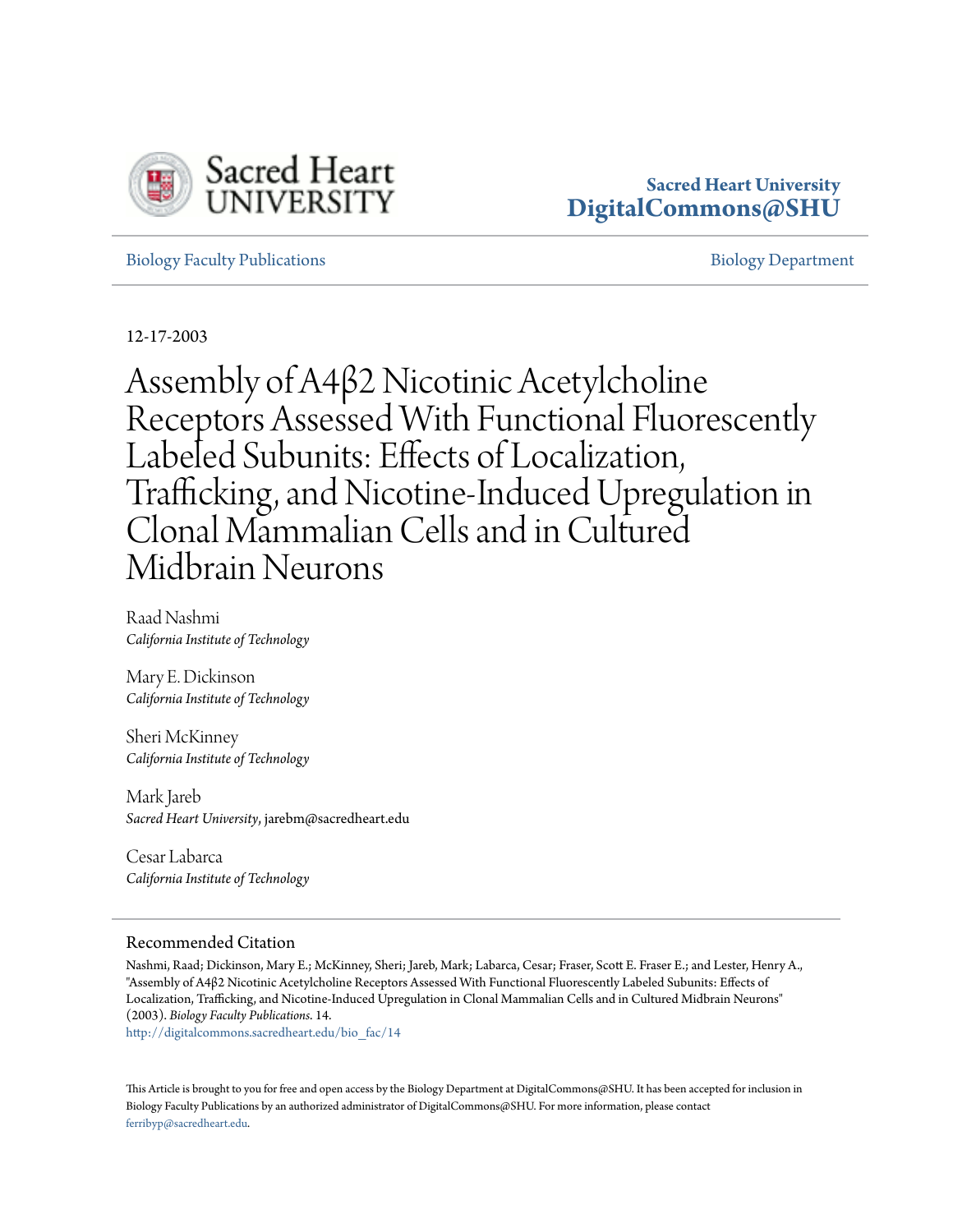Sacred Heart University
DigitalCommons@SHU

Biology Faculty Publications

Biology Department

12-17-2003

# Assembly of A4β2 Nicotinic Acetylcholine Receptors Assessed With Functional Fluorescently Labeled Subunits: Effects of Localization, Trafficking, and Nicotine-Induced Upregulation in Clonal Mammalian Cells and in Cultured Midbrain Neurons

Raad Nashmi
*California Institute of Technology*

Mary E. Dickinson
*California Institute of Technology*

Sheri McKinney
*California Institute of Technology*

Mark Jareb
*Sacred Heart University*, jarebm@sacredheart.edu

Cesar Labarca
*California Institute of Technology*

## Recommended Citation

Nashmi, Raad; Dickinson, Mary E.; McKinney, Sheri; Jareb, Mark; Labarca, Cesar; Fraser, Scott E. Fraser E.; and Lester, Henry A., "Assembly of A4β2 Nicotinic Acetylcholine Receptors Assessed With Functional Fluorescently Labeled Subunits: Effects of Localization, Trafficking, and Nicotine-Induced Upregulation in Clonal Mammalian Cells and in Cultured Midbrain Neurons" (2003). *Biology Faculty Publications*. 14.
http://digitalcommons.sacredheart.edu/bio_fac/14

This Article is brought to you for free and open access by the Biology Department at DigitalCommons@SHU. It has been accepted for inclusion in Biology Faculty Publications by an authorized administrator of DigitalCommons@SHU. For more information, please contact ferribyp@sacredheart.edu.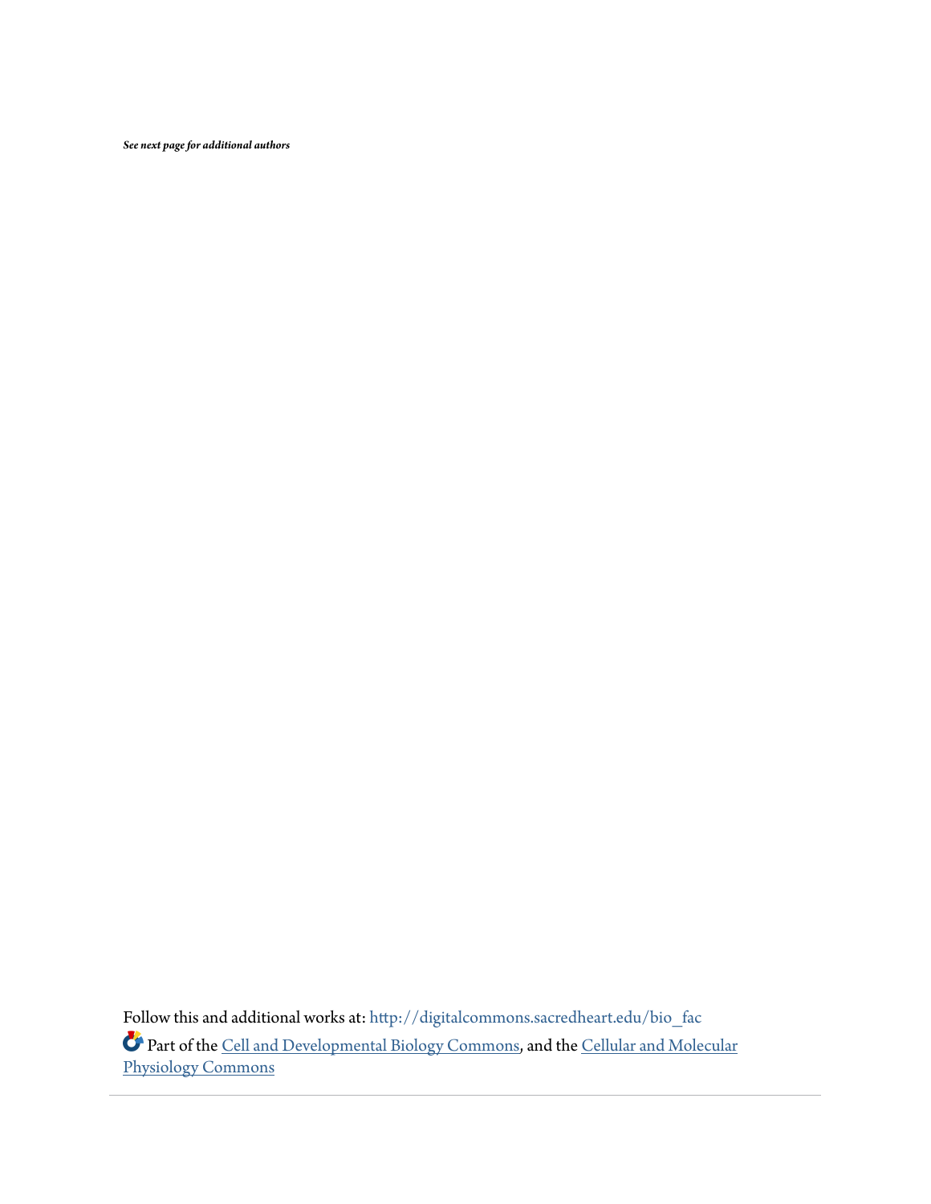*See next page for additional authors*

Follow this and additional works at: http://digitalcommons.sacredheart.edu/bio_fac

Part of the Cell and Developmental Biology Commons, and the Cellular and Molecular Physiology Commons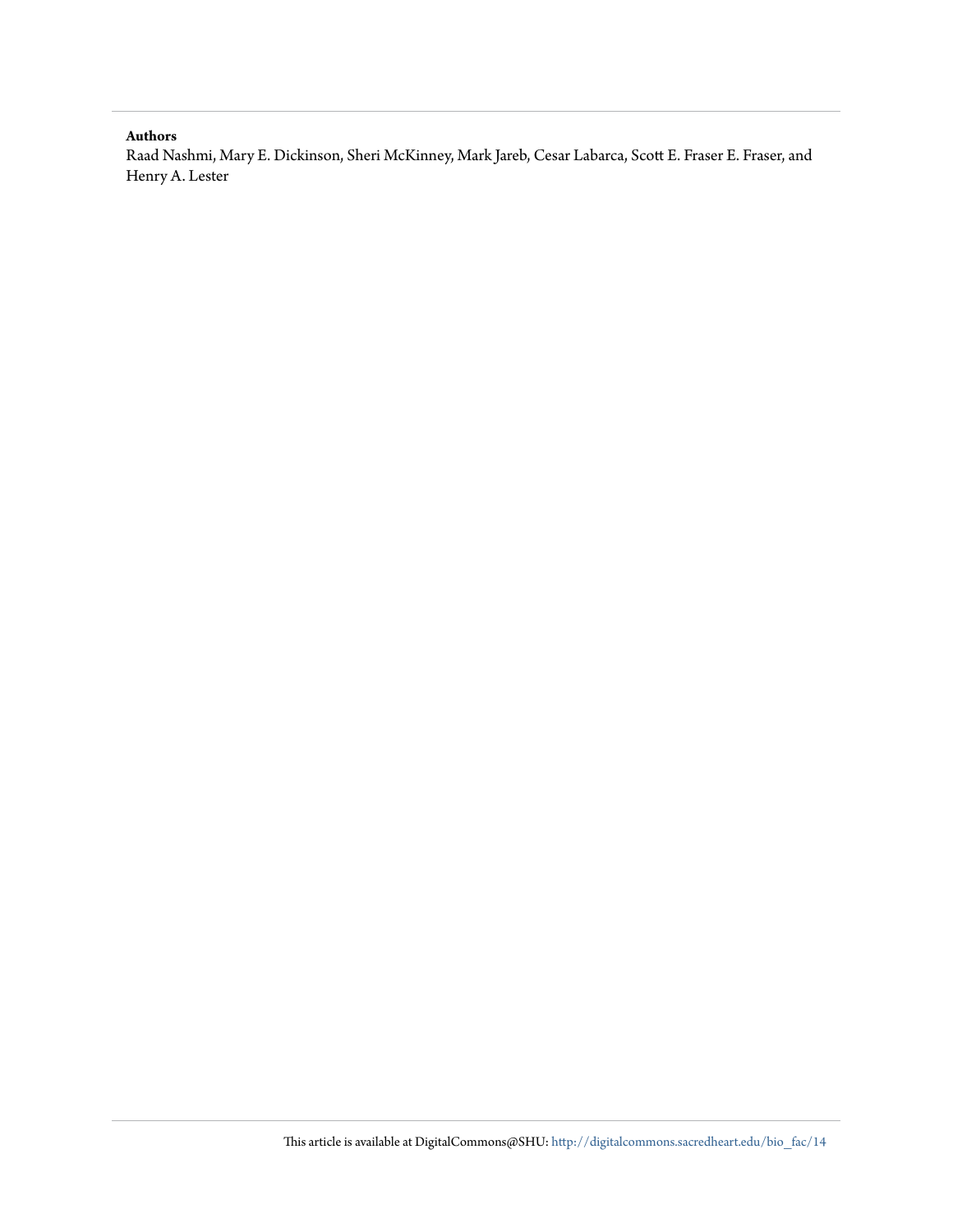**Authors**

Raad Nashmi, Mary E. Dickinson, Sheri McKinney, Mark Jareb, Cesar Labarca, Scott E. Fraser E. Fraser, and Henry A. Lester

This article is available at DigitalCommons@SHU: http://digitalcommons.sacredheart.edu/bio_fac/14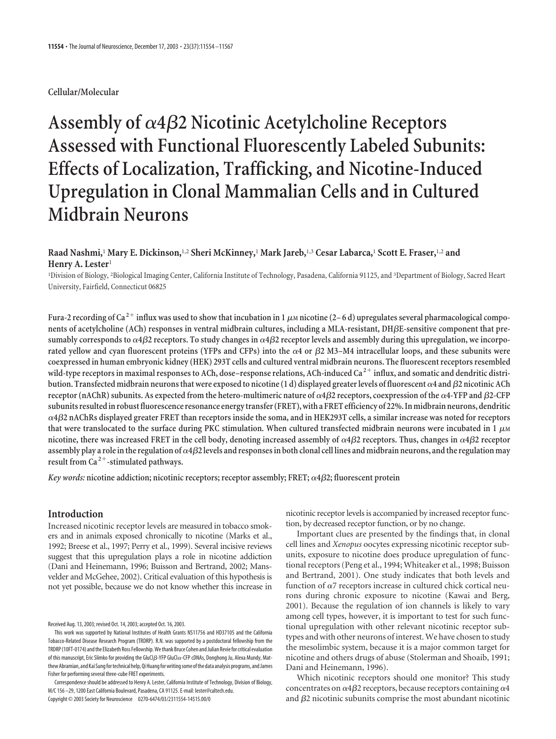Cellular/Molecular

# Assembly of $\alpha$4$\beta$2 Nicotinic Acetylcholine Receptors Assessed with Functional Fluorescently Labeled Subunits: Effects of Localization, Trafficking, and Nicotine-Induced Upregulation in Clonal Mammalian Cells and in Cultured Midbrain Neurons

**Raad Nashmi,[1] Mary E. Dickinson,[1,2] Sheri McKinney,[1] Mark Jareb,[1,3] Cesar Labarca,[1] Scott E. Fraser,[1,2] and Henry A. Lester[1]**

[1]Division of Biology, [2]Biological Imaging Center, California Institute of Technology, Pasadena, California 91125, and [3]Department of Biology, Sacred Heart University, Fairfield, Connecticut 06825

**Fura-2 recording of $Ca^{2+}$ influx was used to show that incubation in 1 $\mu$M nicotine (2–6 d) upregulates several pharmacological components of acetylcholine (ACh) responses in ventral midbrain cultures, including a MLA-resistant, DH$\beta$E-sensitive component that presumably corresponds to $\alpha$4$\beta$2 receptors. To study changes in $\alpha$4$\beta$2 receptor levels and assembly during this upregulation, we incorporated yellow and cyan fluorescent proteins (YFPs and CFPs) into the $\alpha$4 or $\beta$2 M3–M4 intracellular loops, and these subunits were coexpressed in human embryonic kidney (HEK) 293T cells and cultured ventral midbrain neurons. The fluorescent receptors resembled wild-type receptors in maximal responses to ACh, dose–response relations, ACh-induced $Ca^{2+}$ influx, and somatic and dendritic distribution. Transfected midbrain neurons that were exposed to nicotine (1 d) displayed greater levels of fluorescent $\alpha$4 and $\beta$2 nicotinic ACh receptor (nAChR) subunits. As expected from the hetero-multimeric nature of $\alpha$4$\beta$2 receptors, coexpression of the $\alpha$4-YFP and $\beta$2-CFP subunits resulted in robust fluorescence resonance energy transfer (FRET), with a FRET efficiency of 22%. In midbrain neurons, dendritic $\alpha$4$\beta$2 nAChRs displayed greater FRET than receptors inside the soma, and in HEK293T cells, a similar increase was noted for receptors that were translocated to the surface during PKC stimulation. When cultured transfected midbrain neurons were incubated in 1 $\mu$M nicotine, there was increased FRET in the cell body, denoting increased assembly of $\alpha$4$\beta$2 receptors. Thus, changes in $\alpha$4$\beta$2 receptor assembly play a role in the regulation of $\alpha$4$\beta$2 levels and responses in both clonal cell lines and midbrain neurons, and the regulation may result from $Ca^{2+}$-stimulated pathways.**

*Key words:* **nicotine addiction; nicotinic receptors; receptor assembly; FRET; $\alpha$4$\beta$2; fluorescent protein**

## Introduction

Increased nicotinic receptor levels are measured in tobacco smokers and in animals exposed chronically to nicotine (Marks et al., 1992; Breese et al., 1997; Perry et al., 1999). Several incisive reviews suggest that this upregulation plays a role in nicotine addiction (Dani and Heinemann, 1996; Buisson and Bertrand, 2002; Mansvelder and McGehee, 2002). Critical evaluation of this hypothesis is not yet possible, because we do not know whether this increase in nicotinic receptor levels is accompanied by increased receptor function, by decreased receptor function, or by no change.

Important clues are presented by the findings that, in clonal cell lines and *Xenopus* oocytes expressing nicotinic receptor subunits, exposure to nicotine does produce upregulation of functional receptors (Peng et al., 1994; Whiteaker et al., 1998; Buisson and Bertrand, 2001). One study indicates that both levels and function of $\alpha$7 receptors increase in cultured chick cortical neurons during chronic exposure to nicotine (Kawai and Berg, 2001). Because the regulation of ion channels is likely to vary among cell types, however, it is important to test for such functional upregulation with other relevant nicotinic receptor subtypes and with other neurons of interest. We have chosen to study the mesolimbic system, because it is a major common target for nicotine and others drugs of abuse (Stolerman and Shoaib, 1991; Dani and Heinemann, 1996).

Which nicotinic receptors should one monitor? This study concentrates on $\alpha$4$\beta$2 receptors, because receptors containing $\alpha$4 and $\beta$2 nicotinic subunits comprise the most abundant nicotinic

Received Aug. 13, 2003; revised Oct. 14, 2003; accepted Oct. 16, 2003.

This work was supported by National Institutes of Health Grants NS11756 and HD37105 and the California Tobacco-Related Disease Research Program (TRDRP). R.N. was supported by a postdoctoral fellowship from the TRDRP (10FT-0174) and the Elizabeth Ross Fellowship. We thank Bruce Cohen and Julian Revie for critical evaluation of this manuscript, Eric Slimko for providing the GluCl$\beta$-YFP GluCl$\alpha$-CFP cDNAs, Donghong Ju, Alexa Mundy, Matthew Abramian, and Kai Sung for technical help, Qi Huang for writing some of the data analysis programs, and James Fisher for performing several three-cube FRET experiments.

Correspondence should be addressed to Henry A. Lester, California Institute of Technology, Division of Biology, M/C 156–29, 1200 East California Boulevard, Pasadena, CA 91125. E-mail: lester@caltech.edu.

Copyright © 2003 Society for Neuroscience 0270-6474/03/2311554-14$15.00/0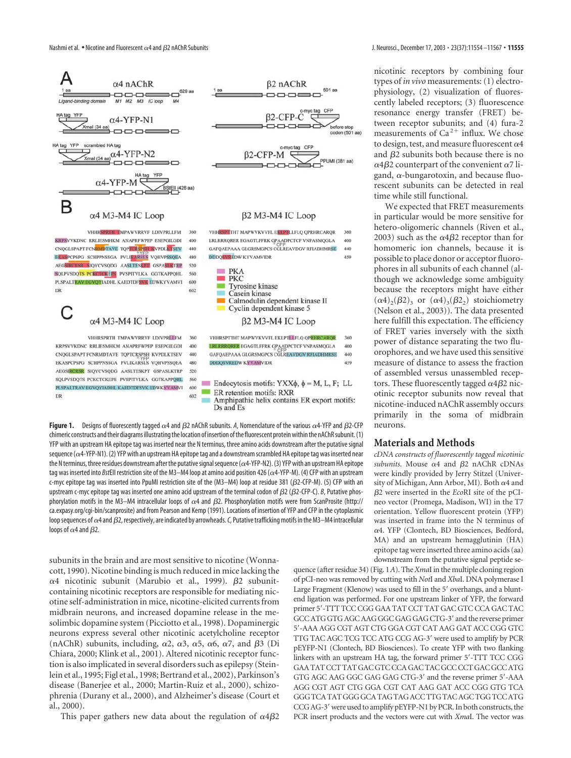**Figure 1.** Designs of fluorescently tagged α4 and β2 nAChR subunits. *A*, Nomenclature of the various α4-YFP and β2-CFP chimeric constructs and their diagrams illustrating the location of insertion of the fluorescent protein within the nAChR subunit. (1) YFP with an upstream HA epitope tag was inserted near the N terminus, three amino acids downstream after the putative signal sequence (α4-YFP-N1). (2) YFP with an upstream HA epitope tag and a downstream scrambled HA epitope tag was inserted near the N terminus, three residues downstream after the putative signal sequence (α4-YFP-N2). (3) YFP with an upstream HA epitope tag was inserted into *Bst*EII restriction site of the M3–M4 loop at amino acid position 426 (α4-YFP-M). (4) CFP with an upstream c-myc epitope tag was inserted into PpuMI restriction site of the (M3–M4) loop at residue 381 (β2-CFP-M). (5) CFP with an upstream c-myc epitope tag was inserted one amino acid upstream of the terminal codon of β2 (β2-CFP-C). *B*, Putative phosphorylation motifs in the M3–M4 intracellular loops of α4 and β2. Phosphorylation motifs were from ScanProsite (http://ca.expasy.org/cgi-bin/scanprosite) and from Pearson and Kemp (1991). Locations of insertion of YFP and CFP in the cytoplasmic loop sequences of α4 and β2, respectively, are indicated by arrowheads. *C*, Putative trafficking motifs in the M3–M4 intracellular loops of α4 and β2.

subunits in the brain and are most sensitive to nicotine (Wonnacott, 1990). Nicotine binding is much reduced in mice lacking the α4 nicotinic subunit (Marubio et al., 1999). β2 subunit-containing nicotinic receptors are responsible for mediating nicotine self-administration in mice, nicotine-elicited currents from midbrain neurons, and increased dopamine release in the mesolimbic dopamine system (Picciotto et al., 1998). Dopaminergic neurons express several other nicotinic acetylcholine receptor (nAChR) subunits, including, α2, α3, α5, α6, α7, and β3 (Di Chiara, 2000; Klink et al., 2001). Altered nicotinic receptor function is also implicated in several disorders such as epilepsy (Steinlein et al., 1995; Figl et al., 1998; Bertrand et al., 2002), Parkinson's disease (Banerjee et al., 2000; Martin-Ruiz et al., 2000), schizophrenia (Durany et al., 2000), and Alzheimer's disease (Court et al., 2000).

This paper gathers new data about the regulation of α4β2 nicotinic receptors by combining four types of *in vivo* measurements: (1) electrophysiology, (2) visualization of fluorescently labeled receptors; (3) fluorescence resonance energy transfer (FRET) between receptor subunits; and (4) fura-2 measurements of $Ca^{2+}$ influx. We chose to design, test, and measure fluorescent α4 and β2 subunits both because there is no α4β2 counterpart of the convenient α7 ligand, α-bungarotoxin, and because fluorescent subunits can be detected in real time while still functional.

We expected that FRET measurements would be more sensitive for hetero-oligomeric channels (Riven et al., 2003) such as the α4β2 receptor than for homomeric ion channels, because it is possible to place donor or acceptor fluorophores in all subunits of each channel (although we acknowledge some ambiguity because the receptors might have either $(\alpha4)_2(\beta2)_3$ or $(\alpha4)_3(\beta2_2)$ stoichiometry (Nelson et al., 2003)). The data presented here fulfill this expectation. The efficiency of FRET varies inversely with the sixth power of distance separating the two fluorophores, and we have used this sensitive measure of distance to assess the fraction of assembled versus unassembled receptors. These fluorescently tagged α4β2 nicotinic receptor subunits now reveal that nicotine-induced nAChR assembly occurs primarily in the soma of midbrain neurons.

## Materials and Methods

*cDNA constructs of fluorescently tagged nicotinic subunits.* Mouse α4 and β2 nAChR cDNAs were kindly provided by Jerry Stitzel (University of Michigan, Ann Arbor, MI). Both α4 and β2 were inserted in the *Eco*RI site of the pCI-neo vector (Promega, Madison, WI) in the T7 orientation. Yellow fluorescent protein (YFP) was inserted in frame into the N terminus of α4. YFP (Clontech, BD Biosciences, Bedford, MA) and an upstream hemagglutinin (HA) epitope tag were inserted three amino acids (aa) downstream from the putative signal peptide sequence (after residue 34) (Fig. 1*A*). The *Xma*I in the multiple cloning region of pCI-neo was removed by cutting with *Not*I and *Xba*I. DNA polymerase I Large Fragment (Klenow) was used to fill in the 5′ overhangs, and a blunt-end ligation was performed. For one upstream linker of YFP, the forward primer 5′-TTT TCC CGG GAA TAT CCT TAT GAC GTC CCA GAC TAC GCC ATG GTG AGC AAG GGC GAG GAG CTG-3′ and the reverse primer 5′-AAA AGG CGT AGT CTG GGA CGT CAT AAG GAT ACC CGG GTC TTG TAC AGC TCG TCC ATG CCG AG-3′ were used to amplify by PCR pEYFP-N1 (Clontech, BD Biosciences). To create YFP with two flanking linkers with an upstream HA tag, the forward primer 5′-TTT TCC CGG GAA TAT CCT TAT GAC GTC CCA GAC TAC GCC CCT GAC GCC ATG GTG AGC AAG GGC GAG GAG CTG-3′ and the reverse primer 5′-AAA AGG CGT AGT CTG GGA CGT CAT AAG GAT ACC CGG GTG TCA GGG TCA TAT GGG GCA TAG TAG ACC TTG TAC AGC TCG TCC ATG CCG AG-3′ were used to amplify pEYFP-N1 by PCR. In both constructs, the PCR insert products and the vectors were cut with *Xma*I. The vector was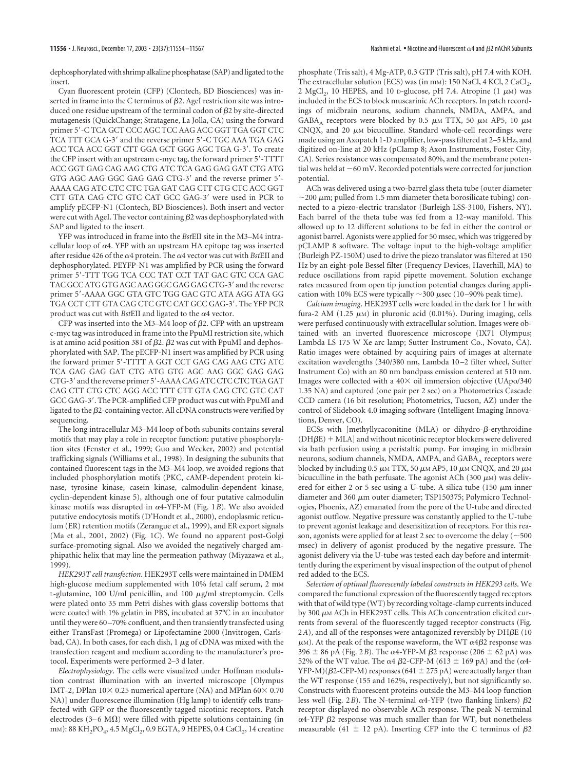dephosphorylated with shrimp alkaline phosphatase (SAP) and ligated to the insert.

Cyan fluorescent protein (CFP) (Clontech, BD Biosciences) was inserted in frame into the C terminus of β2. AgeI restriction site was introduced one residue upstream of the terminal codon of β2 by site-directed mutagenesis (QuickChange; Stratagene, La Jolla, CA) using the forward primer 5′-C TCA GCT CCC AGC TCC AAG ACC GGT TGA GGT CTC TCA TTT GCA G-3′ and the reverse primer 5′-C TGC AAA TGA GAG ACC TCA ACC GGT CTT GGA GCT GGG AGC TGA G-3′. To create the CFP insert with an upstream c-myc tag, the forward primer 5′-TTTT ACC GGT GAG CAG AAG CTG ATC TCA GAG GAG GAT CTG ATG GTG AGC AAG GGC GAG GAG CTG-3′ and the reverse primer 5′-AAAA CAG ATC CTC CTC TGA GAT CAG CTT CTG CTC ACC GGT CTT GTA CAG CTC GTC CAT GCC GAG-3′ were used in PCR to amplify pECFP-N1 (Clontech, BD Biosciences). Both insert and vector were cut with AgeI. The vector containing β2 was dephosphorylated with SAP and ligated to the insert.

YFP was introduced in frame into the *Bst*EII site in the M3–M4 intracellular loop of α4. YFP with an upstream HA epitope tag was inserted after residue 426 of the α4 protein. The α4 vector was cut with *Bst*EII and dephosphorylated. PEYFP-N1 was amplified by PCR using the forward primer 5′-TTT TGG TCA CCC TAT CCT TAT GAC GTC CCA GAC TAC GCC ATG GTG AGC AAG GGC GAG GAG CTG-3′ and the reverse primer 5′-AAAA GGC GTA GTC TGG GAC GTC ATA AGG ATA GG TGA CCT CTT GTA CAG CTC GTC CAT GCC GAG-3′. The YFP PCR product was cut with *Bst*EII and ligated to the α4 vector.

CFP was inserted into the M3–M4 loop of β2. CFP with an upstream c-myc tag was introduced in frame into the PpuMI restriction site, which is at amino acid position 381 of β2. β2 was cut with PpuMI and dephosphorylated with SAP. The pECFP-N1 insert was amplified by PCR using the forward primer 5′-TTTT A GGT CCT GAG CAG AAG CTG ATC TCA GAG GAG GAT CTG ATG GTG AGC AAG GGC GAG GAG CTG-3′ and the reverse primer 5′-AAAA CAG ATC CTC CTC TGA GAT CAG CTT CTG CTC AGG ACC TTT CTT GTA CAG CTC GTC CAT GCC GAG-3′. The PCR-amplified CFP product was cut with PpuMI and ligated to the β2-containing vector. All cDNA constructs were verified by sequencing.

The long intracellular M3–M4 loop of both subunits contains several motifs that may play a role in receptor function: putative phosphorylation sites (Fenster et al., 1999; Guo and Wecker, 2002) and potential trafficking signals (Williams et al., 1998). In designing the subunits that contained fluorescent tags in the M3–M4 loop, we avoided regions that included phosphorylation motifs (PKC, cAMP-dependent protein kinase, tyrosine kinase, casein kinase, calmodulin-dependent kinase, cyclin-dependent kinase 5), although one of four putative calmodulin kinase motifs was disrupted in α4-YFP-M (Fig. 1*B*). We also avoided putative endocytosis motifs (D'Hondt et al., 2000), endoplasmic reticulum (ER) retention motifs (Zerangue et al., 1999), and ER export signals (Ma et al., 2001, 2002) (Fig. 1*C*). We found no apparent post-Golgi surface-promoting signal. Also we avoided the negatively charged amphipathic helix that may line the permeation pathway (Miyazawa et al., 1999).

*HEK293T cell transfection*. HEK293T cells were maintained in DMEM high-glucose medium supplemented with 10% fetal calf serum, 2 mM L-glutamine, 100 U/ml penicillin, and 100 μg/ml streptomycin. Cells were plated onto 35 mm Petri dishes with glass coverslip bottoms that were coated with 1% gelatin in PBS, incubated at 37°C in an incubator until they were 60–70% confluent, and then transiently transfected using either TransFast (Promega) or Lipofectamine 2000 (Invitrogen, Carlsbad, CA). In both cases, for each dish, 1 μg of cDNA was mixed with the transfection reagent and medium according to the manufacturer's protocol. Experiments were performed 2–3 d later.

*Electrophysiology*. The cells were visualized under Hoffman modulation contrast illumination with an inverted microscope [Olympus IMT-2, DPlan 10× 0.25 numerical aperture (NA) and MPlan 60× 0.70 NA)] under fluorescence illumination (Hg lamp) to identify cells transfected with GFP or the fluorescently tagged nicotinic receptors. Patch electrodes (3–6 MΩ) were filled with pipette solutions containing (in mM): 88 $KH_2PO_4$, 4.5 $MgCl_2$, 0.9 EGTA, 9 HEPES, 0.4 $CaCl_2$, 14 creatine phosphate (Tris salt), 4 Mg-ATP, 0.3 GTP (Tris salt), pH 7.4 with KOH. The extracellular solution (ECS) was (in mM): 150 NaCl, 4 KCl, 2 $CaCl_2$, 2 $MgCl_2$, 10 HEPES, and 10 D-glucose, pH 7.4. Atropine (1 μM) was included in the ECS to block muscarinic ACh receptors. In patch recordings of midbrain neurons, sodium channels, NMDA, AMPA, and $GABA_A$ receptors were blocked by 0.5 μM TTX, 50 μM AP5, 10 μM CNQX, and 20 μM bicuculline. Standard whole-cell recordings were made using an Axopatch 1-D amplifier, low-pass filtered at 2–5 kHz, and digitized on-line at 20 kHz (pClamp 8; Axon Instruments, Foster City, CA). Series resistance was compensated 80%, and the membrane potential was held at −60 mV. Recorded potentials were corrected for junction potential.

ACh was delivered using a two-barrel glass theta tube (outer diameter ~200 μm; pulled from 1.5 mm diameter theta borosilicate tubing) connected to a piezo-electric translator (Burleigh LSS-3100, Fishers, NY). Each barrel of the theta tube was fed from a 12-way manifold. This allowed up to 12 different solutions to be fed in either the control or agonist barrel. Agonists were applied for 50 msec, which was triggered by pCLAMP 8 software. The voltage input to the high-voltage amplifier (Burleigh PZ-150M) used to drive the piezo translator was filtered at 150 Hz by an eight-pole Bessel filter (Frequency Devices, Haverhill, MA) to reduce oscillations from rapid pipette movement. Solution exchange rates measured from open tip junction potential changes during application with 10% ECS were typically ~300 μsec (10–90% peak time).

*Calcium imaging*. HEK293T cells were loaded in the dark for 1 hr with fura-2 AM (1.25 μM) in pluronic acid (0.01%). During imaging, cells were perfused continuously with extracellular solution. Images were obtained with an inverted fluorescence microscope (IX71 Olympus; Lambda LS 175 W Xe arc lamp; Sutter Instrument Co., Novato, CA). Ratio images were obtained by acquiring pairs of images at alternate excitation wavelengths (340/380 nm, Lambda 10–2 filter wheel, Sutter Instrument Co) with an 80 nm bandpass emission centered at 510 nm. Images were collected with a 40× oil immersion objective (UApo/340 1.35 NA) and captured (one pair per 2 sec) on a Photometrics Cascade CCD camera (16 bit resolution; Photometrics, Tucson, AZ) under the control of Slidebook 4.0 imaging software (Intelligent Imaging Innovations, Denver, CO).

ECSs with [methyllycaconitine (MLA) or dihydro-β-erythroidine (DHβE) + MLA] and without nicotinic receptor blockers were delivered via bath perfusion using a peristaltic pump. For imaging in midbrain neurons, sodium channels, NMDA, AMPA, and $GABA_A$ receptors were blocked by including 0.5 μM TTX, 50 μM AP5, 10 μM CNQX, and 20 μM bicuculline in the bath perfusate. The agonist ACh (300 μM) was delivered for either 2 or 5 sec using a U-tube. A silica tube (150 μm inner diameter and 360 μm outer diameter; TSP150375; Polymicro Technologies, Phoenix, AZ) emanated from the pore of the U-tube and directed agonist outflow. Negative pressure was constantly applied to the U-tube to prevent agonist leakage and desensitization of receptors. For this reason, agonists were applied for at least 2 sec to overcome the delay (~500 msec) in delivery of agonist produced by the negative pressure. The agonist delivery via the U-tube was tested each day before and intermittently during the experiment by visual inspection of the output of phenol red added to the ECS.

*Selection of optimal fluorescently labeled constructs in HEK293 cells*. We compared the functional expression of the fluorescently tagged receptors with that of wild type (WT) by recording voltage-clamp currents induced by 300 μM ACh in HEK293T cells. This ACh concentration elicited currents from several of the fluorescently tagged receptor constructs (Fig. 2*A*), and all of the responses were antagonized reversibly by DHβE (10 μM). At the peak of the response waveform, the WT α4β2 response was 396 ± 86 pA (Fig. 2*B*). The α4-YFP-M β2 response (206 ± 62 pA) was 52% of the WT value. The α4 β2-CFP-M (613 ± 169 pA) and the (α4-YFP-M)(β2-CFP-M) responses (641 ± 275 pA) were actually larger than the WT response (155 and 162%, respectively), but not significantly so. Constructs with fluorescent proteins outside the M3–M4 loop function less well (Fig. 2*B*). The N-terminal α4-YFP (two flanking linkers) β2 receptor displayed no observable ACh response. The peak N-terminal α4-YFP β2 response was much smaller than for WT, but nonetheless measurable (41 ± 12 pA). Inserting CFP into the C terminus of β2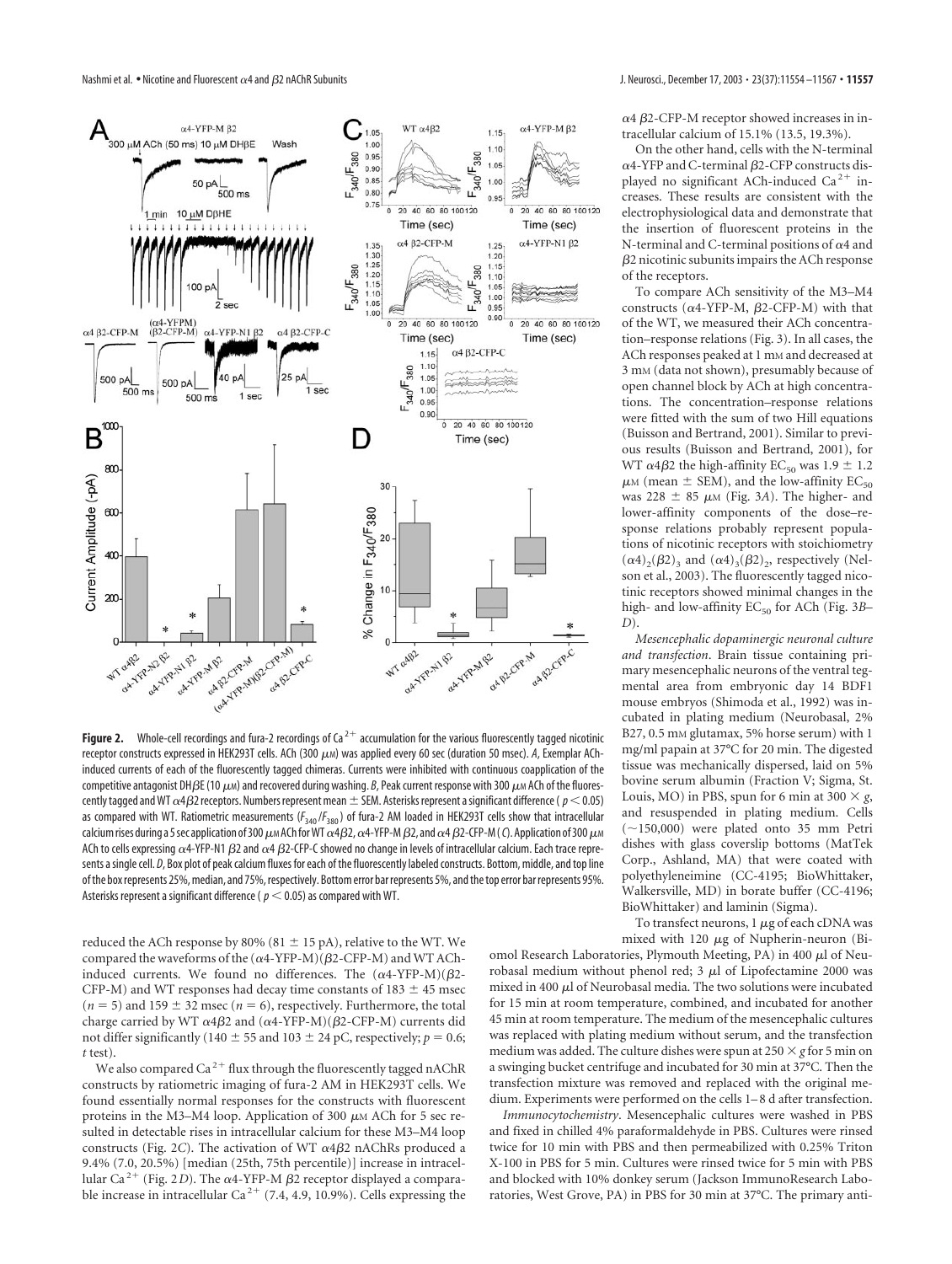**Figure 2.** Whole-cell recordings and fura-2 recordings of $Ca^{2+}$ accumulation for the various fluorescently tagged nicotinic receptor constructs expressed in HEK293T cells. ACh (300 $\mu$M) was applied every 60 sec (duration 50 msec). *A*, Exemplar ACh-induced currents of each of the fluorescently tagged chimeras. Currents were inhibited with continuous coapplication of the competitive antagonist DH$\beta$E (10 $\mu$M) and recovered during washing. *B*, Peak current response with 300 $\mu$M ACh of the fluorescently tagged and WT $\alpha4\beta2$ receptors. Numbers represent mean ± SEM. Asterisks represent a significant difference ($p < 0.05$) as compared with WT. Ratiometric measurements ($F_{340}/F_{380}$) of fura-2 AM loaded in HEK293T cells show that intracellular calcium rises during a 5 sec application of 300 $\mu$M ACh for WT $\alpha4\beta2$, $\alpha$4-YFP-M $\beta2$, and $\alpha4$ $\beta$2-CFP-M (*C*). Application of 300 $\mu$M ACh to cells expressing $\alpha$4-YFP-N1 $\beta2$ and $\alpha4$ $\beta$2-CFP-C showed no change in levels of intracellular calcium. Each trace represents a single cell. *D*, Box plot of peak calcium fluxes for each of the fluorescently labeled constructs. Bottom, middle, and top line of the box represents 25%, median, and 75%, respectively. Bottom error bar represents 5%, and the top error bar represents 95%. Asterisks represent a significant difference ($p < 0.05$) as compared with WT.

reduced the ACh response by 80% (81 ± 15 pA), relative to the WT. We compared the waveforms of the ($\alpha$4-YFP-M)($\beta$2-CFP-M) and WT ACh-induced currents. We found no differences. The ($\alpha$4-YFP-M)($\beta$2-CFP-M) and WT responses had decay time constants of 183 ± 45 msec ($n = 5$) and 159 ± 32 msec ($n = 6$), respectively. Furthermore, the total charge carried by WT $\alpha4\beta2$ and ($\alpha$4-YFP-M)($\beta$2-CFP-M) currents did not differ significantly (140 ± 55 and 103 ± 24 pC, respectively; $p = 0.6$; *t* test).

We also compared $Ca^{2+}$ flux through the fluorescently tagged nAChR constructs by ratiometric imaging of fura-2 AM in HEK293T cells. We found essentially normal responses for the constructs with fluorescent proteins in the M3–M4 loop. Application of 300 $\mu$M ACh for 5 sec resulted in detectable rises in intracellular calcium for these M3–M4 loop constructs (Fig. 2*C*). The activation of WT $\alpha4\beta2$ nAChRs produced a 9.4% (7.0, 20.5%) [median (25th, 75th percentile)] increase in intracellular $Ca^{2+}$ (Fig. 2*D*). The $\alpha$4-YFP-M $\beta2$ receptor displayed a comparable increase in intracellular $Ca^{2+}$ (7.4, 4.9, 10.9%). Cells expressing the $\alpha4$ $\beta$2-CFP-M receptor showed increases in intracellular calcium of 15.1% (13.5, 19.3%).

On the other hand, cells with the N-terminal $\alpha$4-YFP and C-terminal $\beta$2-CFP constructs displayed no significant ACh-induced $Ca^{2+}$ increases. These results are consistent with the electrophysiological data and demonstrate that the insertion of fluorescent proteins in the N-terminal and C-terminal positions of $\alpha4$ and $\beta2$ nicotinic subunits impairs the ACh response of the receptors.

To compare ACh sensitivity of the M3–M4 constructs ($\alpha$4-YFP-M, $\beta$2-CFP-M) with that of the WT, we measured their ACh concentration–response relations (Fig. 3). In all cases, the ACh responses peaked at 1 mM and decreased at 3 mM (data not shown), presumably because of open channel block by ACh at high concentrations. The concentration–response relations were fitted with the sum of two Hill equations (Buisson and Bertrand, 2001). Similar to previous results (Buisson and Bertrand, 2001), for WT $\alpha4\beta2$ the high-affinity $EC_{50}$ was 1.9 ± 1.2 $\mu$M (mean ± SEM), and the low-affinity $EC_{50}$ was 228 ± 85 $\mu$M (Fig. 3*A*). The higher- and lower-affinity components of the dose–response relations probably represent populations of nicotinic receptors with stoichiometry $(\alpha4)_2(\beta2)_3$ and $(\alpha4)_3(\beta2)_2$, respectively (Nelson et al., 2003). The fluorescently tagged nicotinic receptors showed minimal changes in the high- and low-affinity $EC_{50}$ for ACh (Fig. 3*B*–*D*).

*Mesencephalic dopaminergic neuronal culture and transfection*. Brain tissue containing primary mesencephalic neurons of the ventral tegmental area from embryonic day 14 BDF1 mouse embryos (Shimoda et al., 1992) was incubated in plating medium (Neurobasal, 2% B27, 0.5 mM glutamax, 5% horse serum) with 1 mg/ml papain at 37°C for 20 min. The digested tissue was mechanically dispersed, laid on 5% bovine serum albumin (Fraction V; Sigma, St. Louis, MO) in PBS, spun for 6 min at 300 × *g*, and resuspended in plating medium. Cells (~150,000) were plated onto 35 mm Petri dishes with glass coverslip bottoms (MatTek Corp., Ashland, MA) that were coated with polyethyleneimine (CC-4195; BioWhittaker, Walkersville, MD) in borate buffer (CC-4196; BioWhittaker) and laminin (Sigma).

To transfect neurons, 1 $\mu$g of each cDNA was mixed with 120 $\mu$g of Nupherin-neuron (Biomol Research Laboratories, Plymouth Meeting, PA) in 400 $\mu$l of Neurobasal medium without phenol red; 3 $\mu$l of Lipofectamine 2000 was mixed in 400 $\mu$l of Neurobasal media. The two solutions were incubated for 15 min at room temperature, combined, and incubated for another 45 min at room temperature. The medium of the mesencephalic cultures was replaced with plating medium without serum, and the transfection medium was added. The culture dishes were spun at 250 × *g* for 5 min on a swinging bucket centrifuge and incubated for 30 min at 37°C. Then the transfection mixture was removed and replaced with the original medium. Experiments were performed on the cells 1–8 d after transfection.

*Immunocytochemistry*. Mesencephalic cultures were washed in PBS and fixed in chilled 4% paraformaldehyde in PBS. Cultures were rinsed twice for 10 min with PBS and then permeabilized with 0.25% Triton X-100 in PBS for 5 min. Cultures were rinsed twice for 5 min with PBS and blocked with 10% donkey serum (Jackson ImmunoResearch Laboratories, West Grove, PA) in PBS for 30 min at 37°C. The primary anti-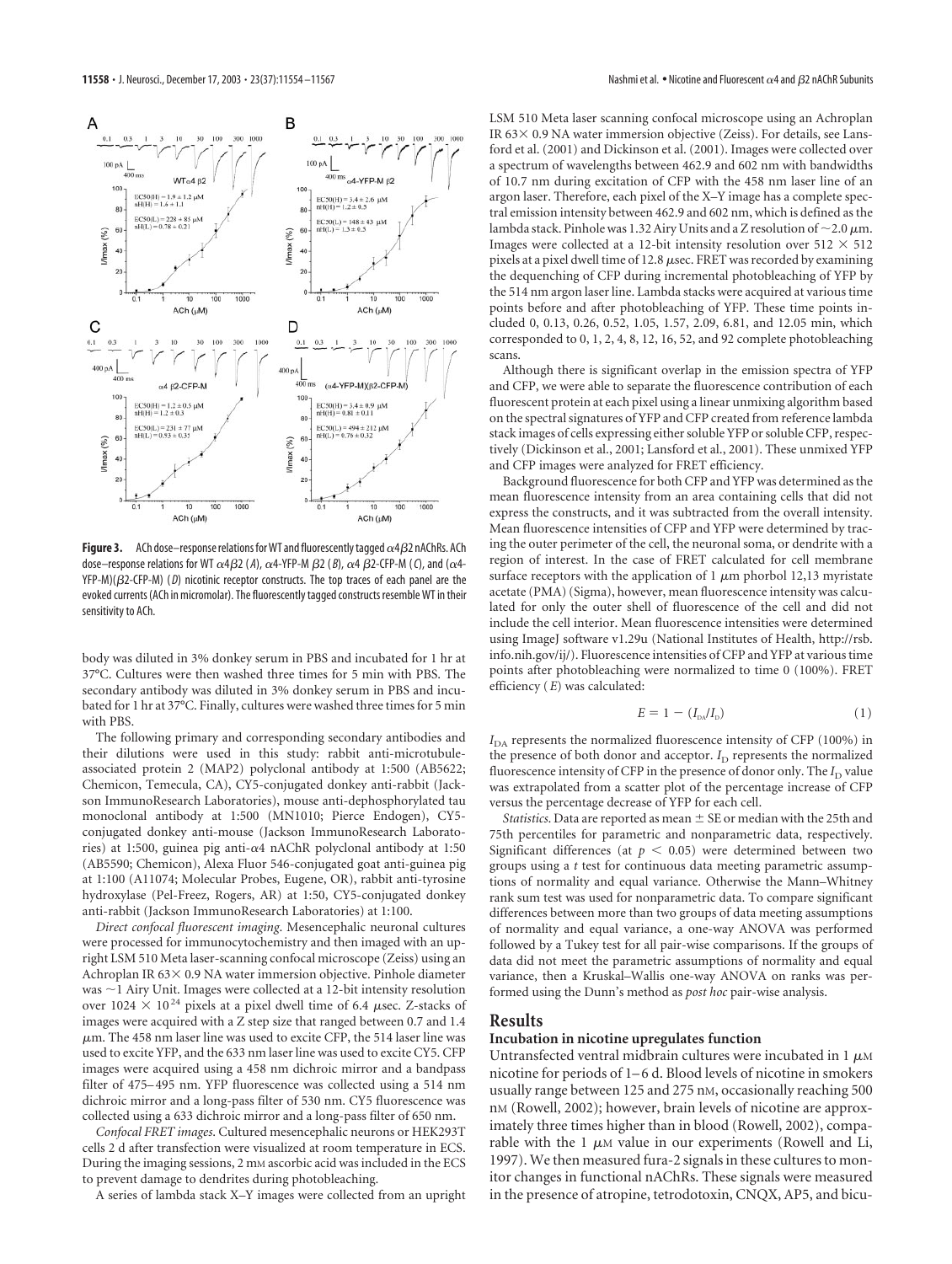**Figure 3.** ACh dose–response relations for WT and fluorescently tagged α4β2 nAChRs. ACh dose–response relations for WT α4β2 (*A*), α4-YFP-M β2 (*B*), α4 β2-CFP-M (*C*), and (α4-YFP-M)(β2-CFP-M) (*D*) nicotinic receptor constructs. The top traces of each panel are the evoked currents (ACh in micromolar). The fluorescently tagged constructs resemble WT in their sensitivity to ACh.

body was diluted in 3% donkey serum in PBS and incubated for 1 hr at 37°C. Cultures were then washed three times for 5 min with PBS. The secondary antibody was diluted in 3% donkey serum in PBS and incubated for 1 hr at 37°C. Finally, cultures were washed three times for 5 min with PBS.

The following primary and corresponding secondary antibodies and their dilutions were used in this study: rabbit anti-microtubule-associated protein 2 (MAP2) polyclonal antibody at 1:500 (AB5622; Chemicon, Temecula, CA), CY5-conjugated donkey anti-rabbit (Jackson ImmunoResearch Laboratories), mouse anti-dephosphorylated tau monoclonal antibody at 1:500 (MN1010; Pierce Endogen), CY5-conjugated donkey anti-mouse (Jackson ImmunoResearch Laboratories) at 1:500, guinea pig anti-α4 nAChR polyclonal antibody at 1:50 (AB5590; Chemicon), Alexa Fluor 546-conjugated goat anti-guinea pig at 1:100 (A11074; Molecular Probes, Eugene, OR), rabbit anti-tyrosine hydroxylase (Pel-Freez, Rogers, AR) at 1:50, CY5-conjugated donkey anti-rabbit (Jackson ImmunoResearch Laboratories) at 1:100.

*Direct confocal fluorescent imaging.* Mesencephalic neuronal cultures were processed for immunocytochemistry and then imaged with an upright LSM 510 Meta laser-scanning confocal microscope (Zeiss) using an Achroplan IR 63× 0.9 NA water immersion objective. Pinhole diameter was ~1 Airy Unit. Images were collected at a 12-bit intensity resolution over 1024 × $10^{24}$ pixels at a pixel dwell time of 6.4 μsec. Z-stacks of images were acquired with a Z step size that ranged between 0.7 and 1.4 μm. The 458 nm laser line was used to excite CFP, the 514 laser line was used to excite YFP, and the 633 nm laser line was used to excite CY5. CFP images were acquired using a 458 nm dichroic mirror and a bandpass filter of 475–495 nm. YFP fluorescence was collected using a 514 nm dichroic mirror and a long-pass filter of 530 nm. CY5 fluorescence was collected using a 633 dichroic mirror and a long-pass filter of 650 nm.

*Confocal FRET images.* Cultured mesencephalic neurons or HEK293T cells 2 d after transfection were visualized at room temperature in ECS. During the imaging sessions, 2 mM ascorbic acid was included in the ECS to prevent damage to dendrites during photobleaching.

A series of lambda stack X–Y images were collected from an upright LSM 510 Meta laser scanning confocal microscope using an Achroplan IR 63× 0.9 NA water immersion objective (Zeiss). For details, see Lansford et al. (2001) and Dickinson et al. (2001). Images were collected over a spectrum of wavelengths between 462.9 and 602 nm with bandwidths of 10.7 nm during excitation of CFP with the 458 nm laser line of an argon laser. Therefore, each pixel of the X–Y image has a complete spectral emission intensity between 462.9 and 602 nm, which is defined as the lambda stack. Pinhole was 1.32 Airy Units and a Z resolution of ~2.0 μm. Images were collected at a 12-bit intensity resolution over 512 × 512 pixels at a pixel dwell time of 12.8 μsec. FRET was recorded by examining the dequenching of CFP during incremental photobleaching of YFP by the 514 nm argon laser line. Lambda stacks were acquired at various time points before and after photobleaching of YFP. These time points included 0, 0.13, 0.26, 0.52, 1.05, 1.57, 2.09, 6.81, and 12.05 min, which corresponded to 0, 1, 2, 4, 8, 12, 16, 52, and 92 complete photobleaching scans.

Although there is significant overlap in the emission spectra of YFP and CFP, we were able to separate the fluorescence contribution of each fluorescent protein at each pixel using a linear unmixing algorithm based on the spectral signatures of YFP and CFP created from reference lambda stack images of cells expressing either soluble YFP or soluble CFP, respectively (Dickinson et al., 2001; Lansford et al., 2001). These unmixed YFP and CFP images were analyzed for FRET efficiency.

Background fluorescence for both CFP and YFP was determined as the mean fluorescence intensity from an area containing cells that did not express the constructs, and it was subtracted from the overall intensity. Mean fluorescence intensities of CFP and YFP were determined by tracing the outer perimeter of the cell, the neuronal soma, or dendrite with a region of interest. In the case of FRET calculated for cell membrane surface receptors with the application of 1 μm phorbol 12,13 myristate acetate (PMA) (Sigma), however, mean fluorescence intensity was calculated for only the outer shell of fluorescence of the cell and did not include the cell interior. Mean fluorescence intensities were determined using ImageJ software v1.29u (National Institutes of Health, http://rsb.info.nih.gov/ij/). Fluorescence intensities of CFP and YFP at various time points after photobleaching were normalized to time 0 (100%). FRET efficiency (*E*) was calculated:

$$E = 1 - (I_{DA}/I_D) \tag{1}$$

$I_{DA}$ represents the normalized fluorescence intensity of CFP (100%) in the presence of both donor and acceptor. $I_D$ represents the normalized fluorescence intensity of CFP in the presence of donor only. The $I_D$ value was extrapolated from a scatter plot of the percentage increase of CFP versus the percentage decrease of YFP for each cell.

*Statistics.* Data are reported as mean ± SE or median with the 25th and 75th percentiles for parametric and nonparametric data, respectively. Significant differences (at $p < 0.05$) were determined between two groups using a *t* test for continuous data meeting parametric assumptions of normality and equal variance. Otherwise the Mann–Whitney rank sum test was used for nonparametric data. To compare significant differences between more than two groups of data meeting assumptions of normality and equal variance, a one-way ANOVA was performed followed by a Tukey test for all pair-wise comparisons. If the groups of data did not meet the parametric assumptions of normality and equal variance, then a Kruskal–Wallis one-way ANOVA on ranks was performed using the Dunn's method as *post hoc* pair-wise analysis.

## Results

### Incubation in nicotine upregulates function

Untransfected ventral midbrain cultures were incubated in 1 μM nicotine for periods of 1–6 d. Blood levels of nicotine in smokers usually range between 125 and 275 nM, occasionally reaching 500 nM (Rowell, 2002); however, brain levels of nicotine are approximately three times higher than in blood (Rowell, 2002), comparable with the 1 μM value in our experiments (Rowell and Li, 1997). We then measured fura-2 signals in these cultures to monitor changes in functional nAChRs. These signals were measured in the presence of atropine, tetrodotoxin, CNQX, AP5, and bicu-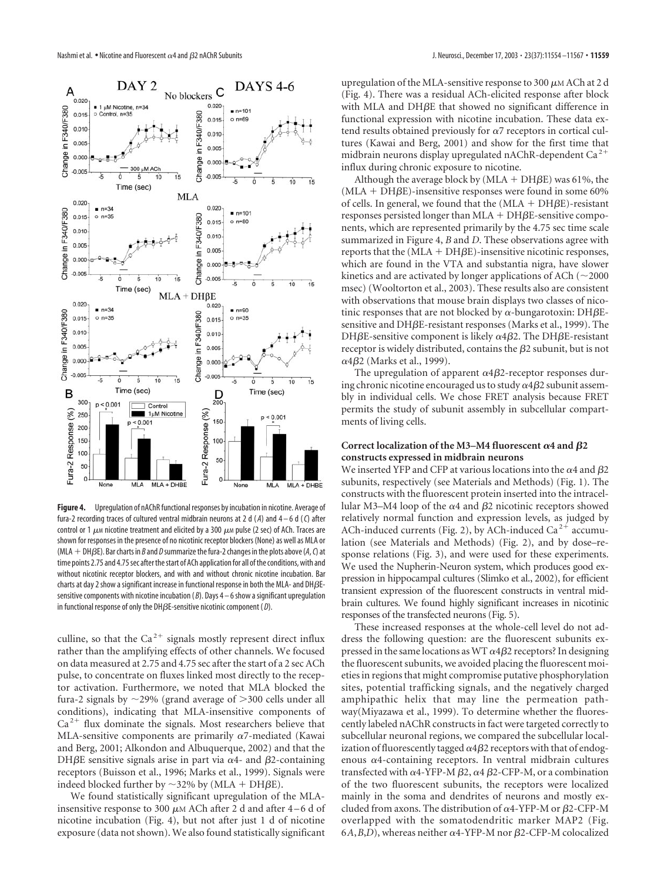**Figure 4.** Upregulation of nAChR functional responses by incubation in nicotine. Average of fura-2 recording traces of cultured ventral midbrain neurons at 2 d (*A*) and 4–6 d (*C*) after control or 1 μM nicotine treatment and elicited by a 300 μM pulse (2 sec) of ACh. Traces are shown for responses in the presence of no nicotinic receptor blockers (None) as well as MLA or (MLA + DHβE). Bar charts in *B* and *D* summarize the fura-2 changes in the plots above (*A*, *C*) at time points 2.75 and 4.75 sec after the start of ACh application for all of the conditions, with and without nicotinic receptor blockers, and with and without chronic nicotine incubation. Bar charts at day 2 show a significant increase in functional response in both the MLA- and DHβE-sensitive components with nicotine incubation (*B*). Days 4–6 show a significant upregulation in functional response of only the DHβE-sensitive nicotinic component (*D*).

culline, so that the $Ca^{2+}$ signals mostly represent direct influx rather than the amplifying effects of other channels. We focused on data measured at 2.75 and 4.75 sec after the start of a 2 sec ACh pulse, to concentrate on fluxes linked most directly to the receptor activation. Furthermore, we noted that MLA blocked the fura-2 signals by ~29% (grand average of >300 cells under all conditions), indicating that MLA-insensitive components of $Ca^{2+}$ flux dominate the signals. Most researchers believe that MLA-sensitive components are primarily α7-mediated (Kawai and Berg, 2001; Alkondon and Albuquerque, 2002) and that the DHβE sensitive signals arise in part via α4- and β2-containing receptors (Buisson et al., 1996; Marks et al., 1999). Signals were indeed blocked further by ~32% by (MLA + DHβE).

We found statistically significant upregulation of the MLA-insensitive response to 300 μM ACh after 2 d and after 4–6 d of nicotine incubation (Fig. 4), but not after just 1 d of nicotine exposure (data not shown). We also found statistically significant upregulation of the MLA-sensitive response to 300 μM ACh at 2 d (Fig. 4). There was a residual ACh-elicited response after block with MLA and DHβE that showed no significant difference in functional expression with nicotine incubation. These data extend results obtained previously for α7 receptors in cortical cultures (Kawai and Berg, 2001) and show for the first time that midbrain neurons display upregulated nAChR-dependent $Ca^{2+}$ influx during chronic exposure to nicotine.

Although the average block by (MLA + DHβE) was 61%, the (MLA + DHβE)-insensitive responses were found in some 60% of cells. In general, we found that the (MLA + DHβE)-resistant responses persisted longer than MLA + DHβE-sensitive components, which are represented primarily by the 4.75 sec time scale summarized in Figure 4, *B* and *D*. These observations agree with reports that the (MLA + DHβE)-insensitive nicotinic responses, which are found in the VTA and substantia nigra, have slower kinetics and are activated by longer applications of ACh (~2000 msec) (Wooltorton et al., 2003). These results also are consistent with observations that mouse brain displays two classes of nicotinic responses that are not blocked by α-bungarotoxin: DHβE-sensitive and DHβE-resistant responses (Marks et al., 1999). The DHβE-sensitive component is likely α4β2. The DHβE-resistant receptor is widely distributed, contains the β2 subunit, but is not α4β2 (Marks et al., 1999).

The upregulation of apparent α4β2-receptor responses during chronic nicotine encouraged us to study α4β2 subunit assembly in individual cells. We chose FRET analysis because FRET permits the study of subunit assembly in subcellular compartments of living cells.

### Correct localization of the M3–M4 fluorescent α4 and β2 constructs expressed in midbrain neurons

We inserted YFP and CFP at various locations into the α4 and β2 subunits, respectively (see Materials and Methods) (Fig. 1). The constructs with the fluorescent protein inserted into the intracellular M3–M4 loop of the α4 and β2 nicotinic receptors showed relatively normal function and expression levels, as judged by ACh-induced currents (Fig. 2), by ACh-induced $Ca^{2+}$ accumulation (see Materials and Methods) (Fig. 2), and by dose–response relations (Fig. 3), and were used for these experiments. We used the Nupherin-Neuron system, which produces good expression in hippocampal cultures (Slimko et al., 2002), for efficient transient expression of the fluorescent constructs in ventral midbrain cultures. We found highly significant increases in nicotinic responses of the transfected neurons (Fig. 5).

These increased responses at the whole-cell level do not address the following question: are the fluorescent subunits expressed in the same locations as WT α4β2 receptors? In designing the fluorescent subunits, we avoided placing the fluorescent moieties in regions that might compromise putative phosphorylation sites, potential trafficking signals, and the negatively charged amphipathic helix that may line the permeation pathway(Miyazawa et al., 1999). To determine whether the fluorescently labeled nAChR constructs in fact were targeted correctly to subcellular neuronal regions, we compared the subcellular localization of fluorescently tagged α4β2 receptors with that of endogenous α4-containing receptors. In ventral midbrain cultures transfected with α4-YFP-M β2, α4 β2-CFP-M, or a combination of the two fluorescent subunits, the receptors were localized mainly in the soma and dendrites of neurons and mostly excluded from axons. The distribution of α4-YFP-M or β2-CFP-M overlapped with the somatodendritic marker MAP2 (Fig. 6*A*,*B*,*D*), whereas neither α4-YFP-M nor β2-CFP-M colocalized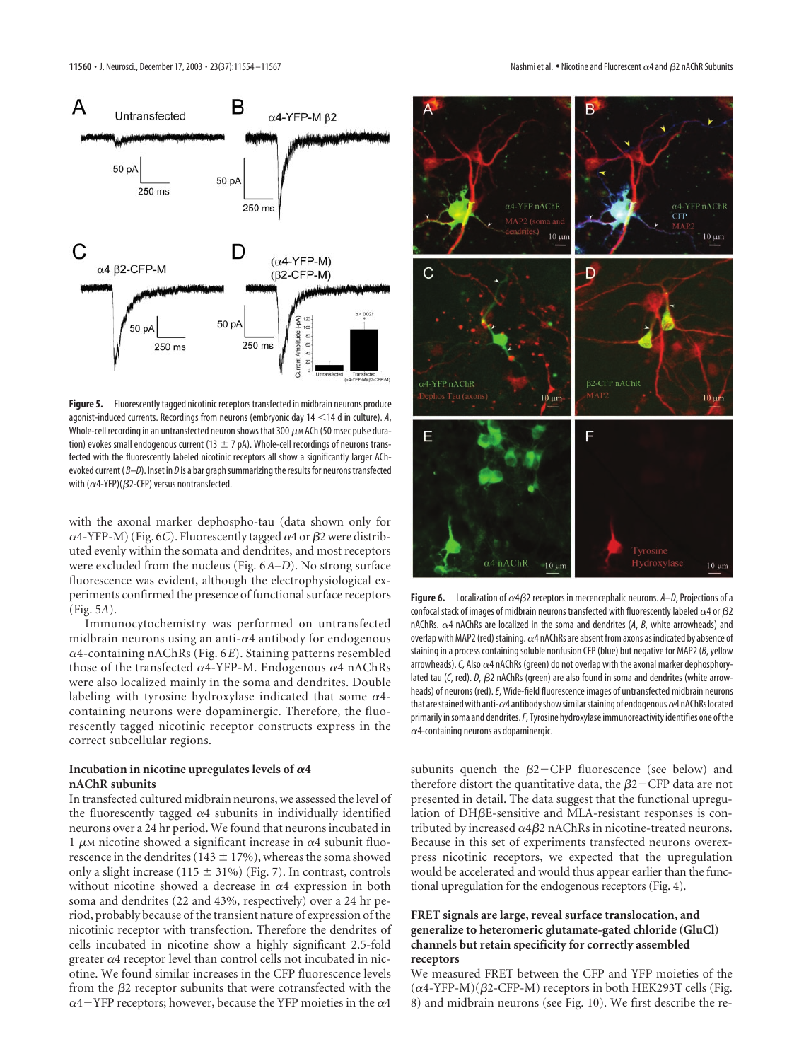**Figure 5.** Fluorescently tagged nicotinic receptors transfected in midbrain neurons produce agonist-induced currents. Recordings from neurons (embryonic day 14 <14 d in culture). *A*, Whole-cell recording in an untransfected neuron shows that 300 $\mu$M ACh (50 msec pulse duration) evokes small endogenous current (13 ± 7 pA). Whole-cell recordings of neurons transfected with the fluorescently labeled nicotinic receptors all show a significantly larger ACh-evoked current (*B–D*). Inset in *D* is a bar graph summarizing the results for neurons transfected with ($\alpha$4-YFP)($\beta$2-CFP) versus nontransfected.

with the axonal marker dephospho-tau (data shown only for $\alpha$4-YFP-M) (Fig. 6*C*). Fluorescently tagged $\alpha$4 or $\beta$2 were distributed evenly within the somata and dendrites, and most receptors were excluded from the nucleus (Fig. 6*A–D*). No strong surface fluorescence was evident, although the electrophysiological experiments confirmed the presence of functional surface receptors (Fig. 5*A*).

Immunocytochemistry was performed on untransfected midbrain neurons using an anti-$\alpha$4 antibody for endogenous $\alpha$4-containing nAChRs (Fig. 6*E*). Staining patterns resembled those of the transfected $\alpha$4-YFP-M. Endogenous $\alpha$4 nAChRs were also localized mainly in the soma and dendrites. Double labeling with tyrosine hydroxylase indicated that some $\alpha$4-containing neurons were dopaminergic. Therefore, the fluorescently tagged nicotinic receptor constructs express in the correct subcellular regions.

### Incubation in nicotine upregulates levels of $\alpha$4 nAChR subunits

In transfected cultured midbrain neurons, we assessed the level of the fluorescently tagged $\alpha$4 subunits in individually identified neurons over a 24 hr period. We found that neurons incubated in 1 $\mu$M nicotine showed a significant increase in $\alpha$4 subunit fluorescence in the dendrites (143 ± 17%), whereas the soma showed only a slight increase (115 ± 31%) (Fig. 7). In contrast, controls without nicotine showed a decrease in $\alpha$4 expression in both soma and dendrites (22 and 43%, respectively) over a 24 hr period, probably because of the transient nature of expression of the nicotinic receptor with transfection. Therefore the dendrites of cells incubated in nicotine show a highly significant 2.5-fold greater $\alpha$4 receptor level than control cells not incubated in nicotine. We found similar increases in the CFP fluorescence levels from the $\beta$2 receptor subunits that were cotransfected with the $\alpha$4−YFP receptors; however, because the YFP moieties in the $\alpha$4

**Figure 6.** Localization of $\alpha$4$\beta$2 receptors in mecencephalic neurons. *A–D*, Projections of a confocal stack of images of midbrain neurons transfected with fluorescently labeled $\alpha$4 or $\beta$2 nAChRs. $\alpha$4 nAChRs are localized in the soma and dendrites (*A*, *B*, white arrowheads) and overlap with MAP2 (red) staining. $\alpha$4 nAChRs are absent from axons as indicated by absence of staining in a process containing soluble nonfusion CFP (blue) but negative for MAP2 (*B*, yellow arrowheads). *C*, Also $\alpha$4 nAChRs (green) do not overlap with the axonal marker dephosphorylated tau (*C*, red). *D*, $\beta$2 nAChRs (green) are also found in soma and dendrites (white arrowheads) of neurons (red). *E*, Wide-field fluorescence images of untransfected midbrain neurons that are stained with anti-$\alpha$4 antibody show similar staining of endogenous $\alpha$4 nAChRs located primarily in soma and dendrites. *F*, Tyrosine hydroxylase immunoreactivity identifies one of the $\alpha$4-containing neurons as dopaminergic.

subunits quench the $\beta$2−CFP fluorescence (see below) and therefore distort the quantitative data, the $\beta$2−CFP data are not presented in detail. The data suggest that the functional upregulation of DH$\beta$E-sensitive and MLA-resistant responses is contributed by increased $\alpha$4$\beta$2 nAChRs in nicotine-treated neurons. Because in this set of experiments transfected neurons overexpress nicotinic receptors, we expected that the upregulation would be accelerated and would thus appear earlier than the functional upregulation for the endogenous receptors (Fig. 4).

### FRET signals are large, reveal surface translocation, and generalize to heteromeric glutamate-gated chloride (GluCl) channels but retain specificity for correctly assembled receptors

We measured FRET between the CFP and YFP moieties of the ($\alpha$4-YFP-M)($\beta$2-CFP-M) receptors in both HEK293T cells (Fig. 8) and midbrain neurons (see Fig. 10). We first describe the re-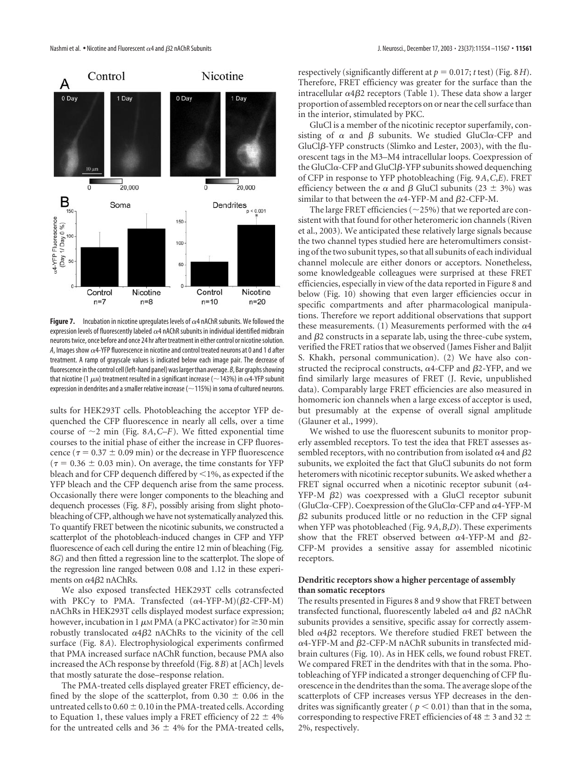**Figure 7.** Incubation in nicotine upregulates levels of $\alpha$4 nAChR subunits. We followed the expression levels of fluorescently labeled $\alpha$4 nAChR subunits in individual identified midbrain neurons twice, once before and once 24 hr after treatment in either control or nicotine solution. *A*, Images show $\alpha$4-YFP fluorescence in nicotine and control treated neurons at 0 and 1 d after treatment. A ramp of grayscale values is indicated below each image pair. The decrease of fluorescence in the control cell (left-hand panel) was larger than average. *B*, Bar graphs showing that nicotine (1 $\mu$M) treatment resulted in a significant increase (~143%) in $\alpha$4-YFP subunit expression in dendrites and a smaller relative increase (~115%) in soma of cultured neurons.

sults for HEK293T cells. Photobleaching the acceptor YFP dequenched the CFP fluorescence in nearly all cells, over a time course of ~2 min (Fig. 8*A*,*C*–*F*). We fitted exponential time courses to the initial phase of either the increase in CFP fluorescence ($\tau = 0.37 \pm 0.09$ min) or the decrease in YFP fluorescence ($\tau = 0.36 \pm 0.03$ min). On average, the time constants for YFP bleach and for CFP dequench differed by <1%, as expected if the YFP bleach and the CFP dequench arise from the same process. Occasionally there were longer components to the bleaching and dequench processes (Fig. 8*F*), possibly arising from slight photobleaching of CFP, although we have not systematically analyzed this. To quantify FRET between the nicotinic subunits, we constructed a scatterplot of the photobleach-induced changes in CFP and YFP fluorescence of each cell during the entire 12 min of bleaching (Fig. 8*G*) and then fitted a regression line to the scatterplot. The slope of the regression line ranged between 0.08 and 1.12 in these experiments on $\alpha4\beta2$ nAChRs.

We also exposed transfected HEK293T cells cotransfected with PKC$\gamma$ to PMA. Transfected ($\alpha$4-YFP-M)($\beta$2-CFP-M) nAChRs in HEK293T cells displayed modest surface expression; however, incubation in 1 $\mu$M PMA (a PKC activator) for $\geq$30 min robustly translocated $\alpha4\beta2$ nAChRs to the vicinity of the cell surface (Fig. 8*A*). Electrophysiological experiments confirmed that PMA increased surface nAChR function, because PMA also increased the ACh response by threefold (Fig. 8*B*) at [ACh] levels that mostly saturate the dose–response relation.

The PMA-treated cells displayed greater FRET efficiency, defined by the slope of the scatterplot, from $0.30 \pm 0.06$ in the untreated cells to $0.60 \pm 0.10$ in the PMA-treated cells. According to Equation 1, these values imply a FRET efficiency of $22 \pm 4$% for the untreated cells and $36 \pm 4$% for the PMA-treated cells, respectively (significantly different at $p = 0.017$; *t* test) (Fig. 8*H*). Therefore, FRET efficiency was greater for the surface than the intracellular $\alpha4\beta2$ receptors (Table 1). These data show a larger proportion of assembled receptors on or near the cell surface than in the interior, stimulated by PKC.

GluCl is a member of the nicotinic receptor superfamily, consisting of $\alpha$ and $\beta$ subunits. We studied GluCl$\alpha$-CFP and GluCl$\beta$-YFP constructs (Slimko and Lester, 2003), with the fluorescent tags in the M3–M4 intracellular loops. Coexpression of the GluCl$\alpha$-CFP and GluCl$\beta$-YFP subunits showed dequenching of CFP in response to YFP photobleaching (Fig. 9*A*,*C*,*E*). FRET efficiency between the $\alpha$ and $\beta$ GluCl subunits ($23 \pm 3$%) was similar to that between the $\alpha$4-YFP-M and $\beta$2-CFP-M.

The large FRET efficiencies (~25%) that we reported are consistent with that found for other heteromeric ion channels (Riven et al., 2003). We anticipated these relatively large signals because the two channel types studied here are heteromultimers consisting of the two subunit types, so that all subunits of each individual channel molecule are either donors or acceptors. Nonetheless, some knowledgeable colleagues were surprised at these FRET efficiencies, especially in view of the data reported in Figure 8 and below (Fig. 10) showing that even larger efficiencies occur in specific compartments and after pharmacological manipulations. Therefore we report additional observations that support these measurements. (1) Measurements performed with the $\alpha$4 and $\beta$2 constructs in a separate lab, using the three-cube system, verified the FRET ratios that we observed (James Fisher and Baljit S. Khakh, personal communication). (2) We have also constructed the reciprocal constructs, $\alpha$4-CFP and $\beta$2-YFP, and we find similarly large measures of FRET (J. Revie, unpublished data). Comparably large FRET efficiencies are also measured in homomeric ion channels when a large excess of acceptor is used, but presumably at the expense of overall signal amplitude (Glauner et al., 1999).

We wished to use the fluorescent subunits to monitor properly assembled receptors. To test the idea that FRET assesses assembled receptors, with no contribution from isolated $\alpha$4 and $\beta$2 subunits, we exploited the fact that GluCl subunits do not form heteromers with nicotinic receptor subunits. We asked whether a FRET signal occurred when a nicotinic receptor subunit ($\alpha$4-YFP-M $\beta$2) was coexpressed with a GluCl receptor subunit (GluCl$\alpha$-CFP). Coexpression of the GluCl$\alpha$-CFP and $\alpha$4-YFP-M $\beta$2 subunits produced little or no reduction in the CFP signal when YFP was photobleached (Fig. 9*A*,*B*,*D*). These experiments show that the FRET observed between $\alpha$4-YFP-M and $\beta$2-CFP-M provides a sensitive assay for assembled nicotinic receptors.

### Dendritic receptors show a higher percentage of assembly than somatic receptors

The results presented in Figures 8 and 9 show that FRET between transfected functional, fluorescently labeled $\alpha$4 and $\beta$2 nAChR subunits provides a sensitive, specific assay for correctly assembled $\alpha4\beta2$ receptors. We therefore studied FRET between the $\alpha$4-YFP-M and $\beta$2-CFP-M nAChR subunits in transfected midbrain cultures (Fig. 10). As in HEK cells, we found robust FRET. We compared FRET in the dendrites with that in the soma. Photobleaching of YFP indicated a stronger dequenching of CFP fluorescence in the dendrites than the soma. The average slope of the scatterplots of CFP increases versus YFP decreases in the dendrites was significantly greater ($p < 0.01$) than that in the soma, corresponding to respective FRET efficiencies of $48 \pm 3$ and $32 \pm 2$%, respectively.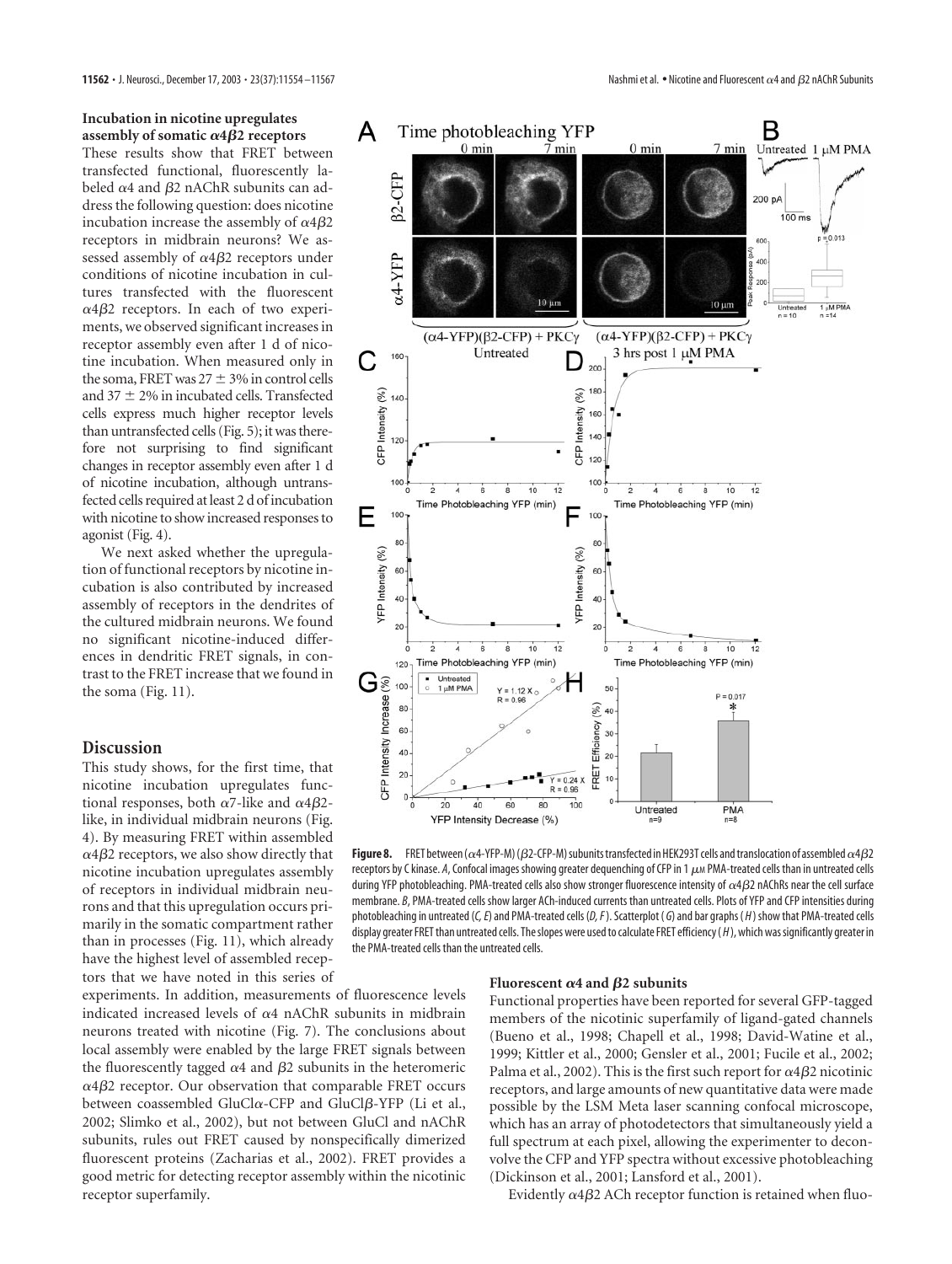### Incubation in nicotine upregulates assembly of somatic $\alpha4\beta2$ receptors

These results show that FRET between transfected functional, fluorescently labeled $\alpha4$ and $\beta2$ nAChR subunits can address the following question: does nicotine incubation increase the assembly of $\alpha4\beta2$ receptors in midbrain neurons? We assessed assembly of $\alpha4\beta2$ receptors under conditions of nicotine incubation in cultures transfected with the fluorescent $\alpha4\beta2$ receptors. In each of two experiments, we observed significant increases in receptor assembly even after 1 d of nicotine incubation. When measured only in the soma, FRET was $27 \pm 3\%$ in control cells and $37 \pm 2\%$ in incubated cells. Transfected cells express much higher receptor levels than untransfected cells (Fig. 5); it was therefore not surprising to find significant changes in receptor assembly even after 1 d of nicotine incubation, although untransfected cells required at least 2 d of incubation with nicotine to show increased responses to agonist (Fig. 4).

We next asked whether the upregulation of functional receptors by nicotine incubation is also contributed by increased assembly of receptors in the dendrites of the cultured midbrain neurons. We found no significant nicotine-induced differences in dendritic FRET signals, in contrast to the FRET increase that we found in the soma (Fig. 11).

**Figure 8.** FRET between ($\alpha$4-YFP-M) ($\beta$2-CFP-M) subunits transfected in HEK293T cells and translocation of assembled $\alpha4\beta2$ receptors by C kinase. *A*, Confocal images showing greater dequenching of CFP in 1 $\mu$M PMA-treated cells than in untreated cells during YFP photobleaching. PMA-treated cells also show stronger fluorescence intensity of $\alpha4\beta2$ nAChRs near the cell surface membrane. *B*, PMA-treated cells show larger ACh-induced currents than untreated cells. Plots of YFP and CFP intensities during photobleaching in untreated (*C, E*) and PMA-treated cells (*D, F*). Scatterplot (*G*) and bar graphs (*H*) show that PMA-treated cells display greater FRET than untreated cells. The slopes were used to calculate FRET efficiency (*H*), which was significantly greater in the PMA-treated cells than the untreated cells.

## Discussion

This study shows, for the first time, that nicotine incubation upregulates functional responses, both $\alpha$7-like and $\alpha4\beta2$-like, in individual midbrain neurons (Fig. 4). By measuring FRET within assembled $\alpha4\beta2$ receptors, we also show directly that nicotine incubation upregulates assembly of receptors in individual midbrain neurons and that this upregulation occurs primarily in the somatic compartment rather than in processes (Fig. 11), which already have the highest level of assembled receptors that we have noted in this series of experiments. In addition, measurements of fluorescence levels indicated increased levels of $\alpha4$ nAChR subunits in midbrain neurons treated with nicotine (Fig. 7). The conclusions about local assembly were enabled by the large FRET signals between the fluorescently tagged $\alpha4$ and $\beta2$ subunits in the heteromeric $\alpha4\beta2$ receptor. Our observation that comparable FRET occurs between coassembled GluCl$\alpha$-CFP and GluCl$\beta$-YFP (Li et al., 2002; Slimko et al., 2002), but not between GluCl and nAChR subunits, rules out FRET caused by nonspecifically dimerized fluorescent proteins (Zacharias et al., 2002). FRET provides a good metric for detecting receptor assembly within the nicotinic receptor superfamily.

### Fluorescent $\alpha4$ and $\beta2$ subunits

Functional properties have been reported for several GFP-tagged members of the nicotinic superfamily of ligand-gated channels (Bueno et al., 1998; Chapell et al., 1998; David-Watine et al., 1999; Kittler et al., 2000; Gensler et al., 2001; Fucile et al., 2002; Palma et al., 2002). This is the first such report for $\alpha4\beta2$ nicotinic receptors, and large amounts of new quantitative data were made possible by the LSM Meta laser scanning confocal microscope, which has an array of photodetectors that simultaneously yield a full spectrum at each pixel, allowing the experimenter to deconvolve the CFP and YFP spectra without excessive photobleaching (Dickinson et al., 2001; Lansford et al., 2001).

Evidently $\alpha4\beta2$ ACh receptor function is retained when fluo-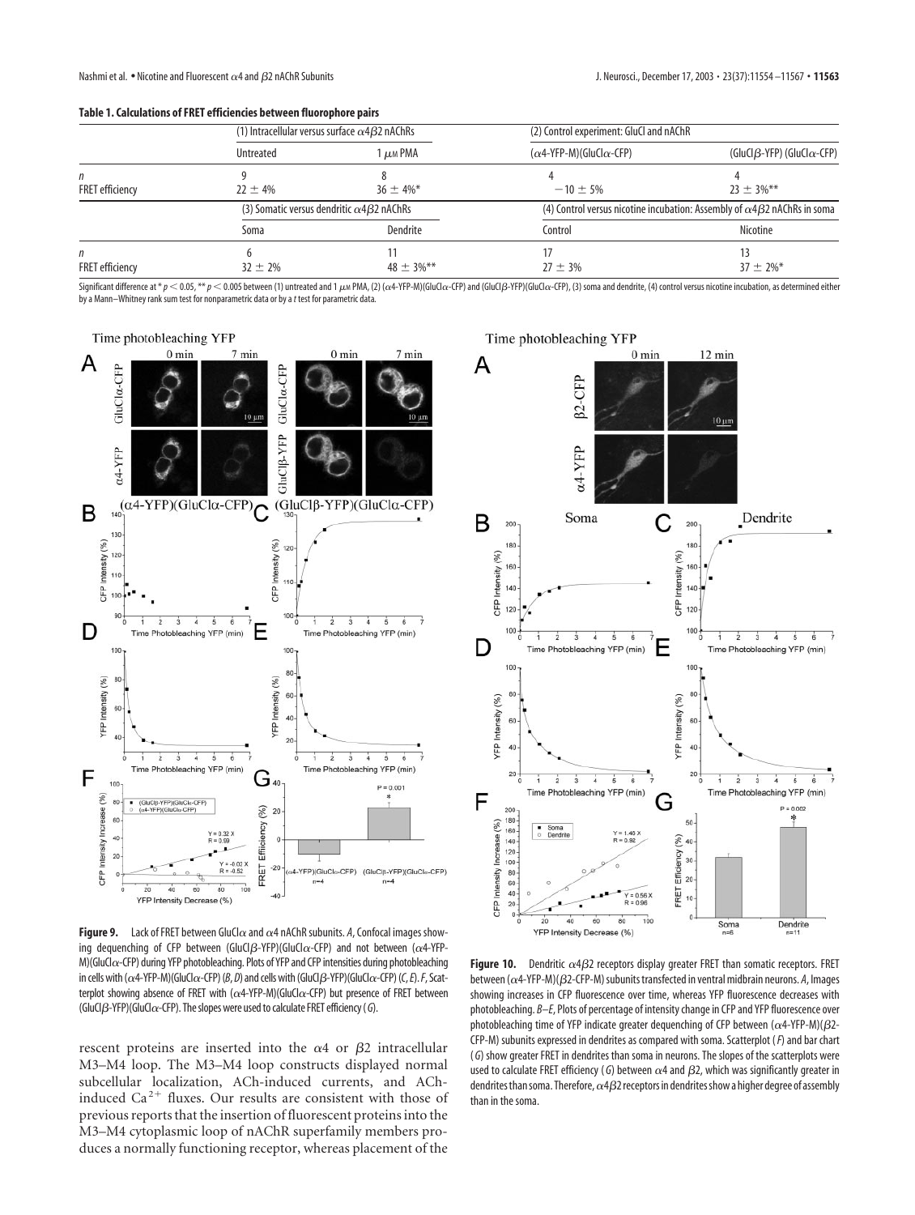**Table 1. Calculations of FRET efficiencies between fluorophore pairs**

| | (1) Intracellular versus surface $\alpha4\beta2$ nAChRs | | (2) Control experiment: GluCl and nAChR | |
|---|---|---|---|---|
| | Untreated | 1 $\mu$M PMA | ($\alpha$4-YFP-M)(GluCl$\alpha$-CFP) | (GluCl$\beta$-YFP) (GluCl$\alpha$-CFP) |
| *n* | 9 | 8 | 4 | 4 |
| FRET efficiency | 22 ± 4% | 36 ± 4%* | −10 ± 5% | 23 ± 3%** |
| | (3) Somatic versus dendritic $\alpha4\beta2$ nAChRs | | (4) Control versus nicotine incubation: Assembly of $\alpha4\beta2$ nAChRs in soma | |
| | Soma | Dendrite | Control | Nicotine |
| *n* | 6 | 11 | 17 | 13 |
| FRET efficiency | 32 ± 2% | 48 ± 3%** | 27 ± 3% | 37 ± 2%* |

Significant difference at * $p < 0.05$, ** $p < 0.005$ between (1) untreated and 1 $\mu$M PMA, (2) ($\alpha$4-YFP-M)(GluCl$\alpha$-CFP) and (GluCl$\beta$-YFP)(GluCl$\alpha$-CFP), (3) soma and dendrite, (4) control versus nicotine incubation, as determined either by a Mann–Whitney rank sum test for nonparametric data or by a *t* test for parametric data.

**Figure 9.** Lack of FRET between GluCl$\alpha$ and $\alpha$4 nAChR subunits. *A*, Confocal images showing dequenching of CFP between (GluCl$\beta$-YFP)(GluCl$\alpha$-CFP) and not between ($\alpha$4-YFP-M)(GluCl$\alpha$-CFP) during YFP photobleaching. Plots of YFP and CFP intensities during photobleaching in cells with ($\alpha$4-YFP-M)(GluCl$\alpha$-CFP) (*B*, *D*) and cells with (GluCl$\beta$-YFP)(GluCl$\alpha$-CFP) (*C*, *E*). *F*, Scatterplot showing absence of FRET with ($\alpha$4-YFP-M)(GluCl$\alpha$-CFP) but presence of FRET between (GluCl$\beta$-YFP)(GluCl$\alpha$-CFP). The slopes were used to calculate FRET efficiency (*G*).

**Figure 10.** Dendritic $\alpha4\beta2$ receptors display greater FRET than somatic receptors. FRET between ($\alpha$4-YFP-M)($\beta$2-CFP-M) subunits transfected in ventral midbrain neurons. *A*, Images showing increases in CFP fluorescence over time, whereas YFP fluorescence decreases with photobleaching. *B*–*E*, Plots of percentage of intensity change in CFP and YFP fluorescence over photobleaching time of YFP indicate greater dequenching of CFP between ($\alpha$4-YFP-M)($\beta$2-CFP-M) subunits expressed in dendrites as compared with soma. Scatterplot (*F*) and bar chart (*G*) show greater FRET in dendrites than soma in neurons. The slopes of the scatterplots were used to calculate FRET efficiency (*G*) between $\alpha$4 and $\beta$2, which was significantly greater in dendrites than soma. Therefore, $\alpha4\beta2$ receptors in dendrites show a higher degree of assembly than in the soma.

rescent proteins are inserted into the $\alpha$4 or $\beta$2 intracellular M3–M4 loop. The M3–M4 loop constructs displayed normal subcellular localization, ACh-induced currents, and ACh-induced $Ca^{2+}$ fluxes. Our results are consistent with those of previous reports that the insertion of fluorescent proteins into the M3–M4 cytoplasmic loop of nAChR superfamily members produces a normally functioning receptor, whereas placement of the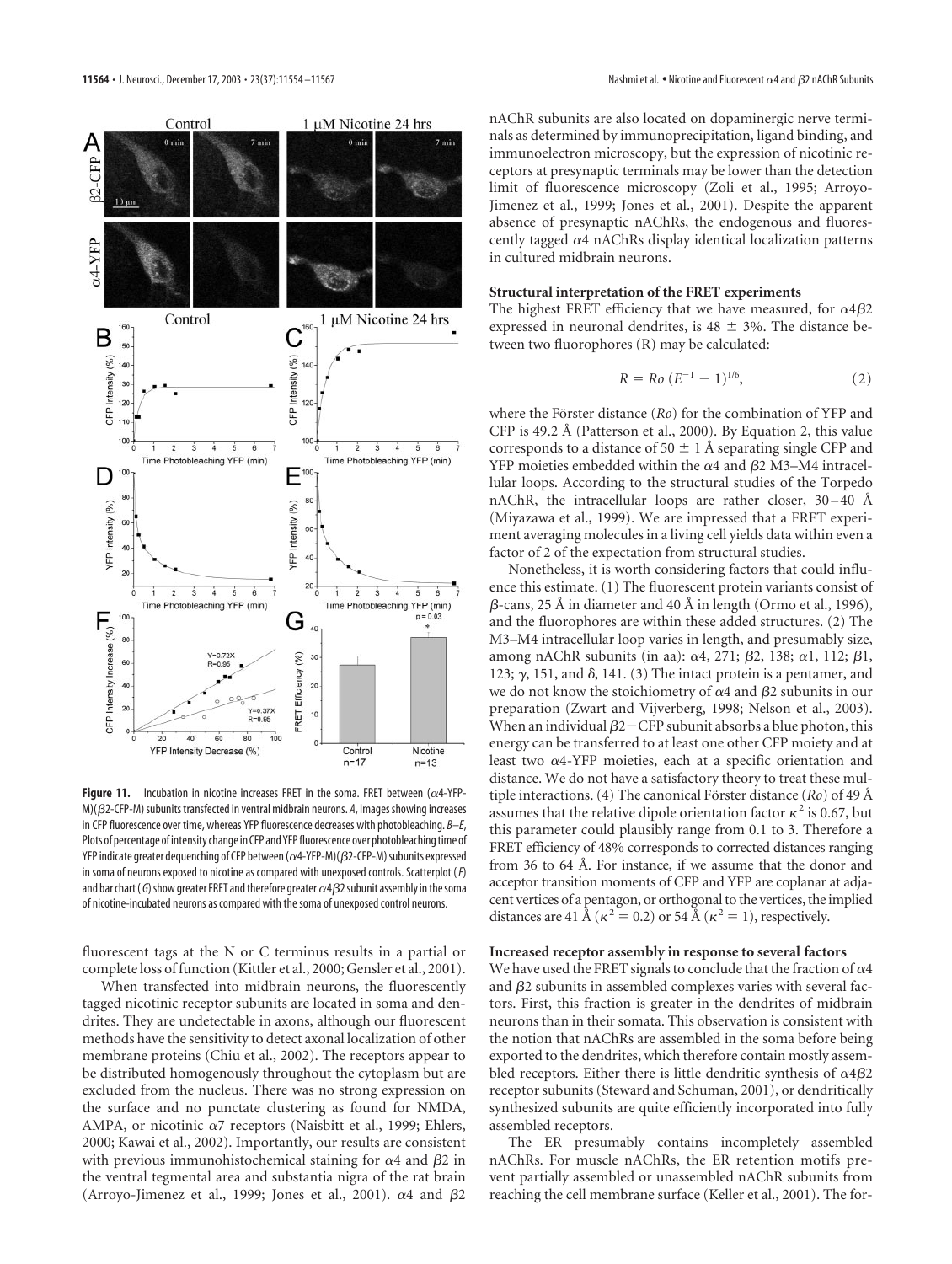**Figure 11.** Incubation in nicotine increases FRET in the soma. FRET between ($\alpha$4-YFP-M)($\beta$2-CFP-M) subunits transfected in ventral midbrain neurons. *A*, Images showing increases in CFP fluorescence over time, whereas YFP fluorescence decreases with photobleaching. *B–E*, Plots of percentage of intensity change in CFP and YFP fluorescence over photobleaching time of YFP indicate greater dequenching of CFP between ($\alpha$4-YFP-M)($\beta$2-CFP-M) subunits expressed in soma of neurons exposed to nicotine as compared with unexposed controls. Scatterplot (*F*) and bar chart (*G*) show greater FRET and therefore greater $\alpha4\beta2$ subunit assembly in the soma of nicotine-incubated neurons as compared with the soma of unexposed control neurons.

fluorescent tags at the N or C terminus results in a partial or complete loss of function (Kittler et al., 2000; Gensler et al., 2001).

When transfected into midbrain neurons, the fluorescently tagged nicotinic receptor subunits are located in soma and dendrites. They are undetectable in axons, although our fluorescent methods have the sensitivity to detect axonal localization of other membrane proteins (Chiu et al., 2002). The receptors appear to be distributed homogenously throughout the cytoplasm but are excluded from the nucleus. There was no strong expression on the surface and no punctate clustering as found for NMDA, AMPA, or nicotinic $\alpha$7 receptors (Naisbitt et al., 1999; Ehlers, 2000; Kawai et al., 2002). Importantly, our results are consistent with previous immunohistochemical staining for $\alpha$4 and $\beta$2 in the ventral tegmental area and substantia nigra of the rat brain (Arroyo-Jimenez et al., 1999; Jones et al., 2001). $\alpha$4 and $\beta$2 nAChR subunits are also located on dopaminergic nerve terminals as determined by immunoprecipitation, ligand binding, and immunoelectron microscopy, but the expression of nicotinic receptors at presynaptic terminals may be lower than the detection limit of fluorescence microscopy (Zoli et al., 1995; Arroyo-Jimenez et al., 1999; Jones et al., 2001). Despite the apparent absence of presynaptic nAChRs, the endogenous and fluorescently tagged $\alpha$4 nAChRs display identical localization patterns in cultured midbrain neurons.

### Structural interpretation of the FRET experiments

The highest FRET efficiency that we have measured, for $\alpha4\beta2$ expressed in neuronal dendrites, is 48 ± 3%. The distance between two fluorophores (R) may be calculated:

$$R = Ro\,(E^{-1} - 1)^{1/6}, \tag{2}$$

where the Förster distance (*Ro*) for the combination of YFP and CFP is 49.2 Å (Patterson et al., 2000). By Equation 2, this value corresponds to a distance of 50 ± 1 Å separating single CFP and YFP moieties embedded within the $\alpha$4 and $\beta$2 M3–M4 intracellular loops. According to the structural studies of the Torpedo nAChR, the intracellular loops are rather closer, 30–40 Å (Miyazawa et al., 1999). We are impressed that a FRET experiment averaging molecules in a living cell yields data within even a factor of 2 of the expectation from structural studies.

Nonetheless, it is worth considering factors that could influence this estimate. (1) The fluorescent protein variants consist of $\beta$-cans, 25 Å in diameter and 40 Å in length (Ormo et al., 1996), and the fluorophores are within these added structures. (2) The M3–M4 intracellular loop varies in length, and presumably size, among nAChR subunits (in aa): $\alpha$4, 271; $\beta$2, 138; $\alpha$1, 112; $\beta$1, 123; $\gamma$, 151, and $\delta$, 141. (3) The intact protein is a pentamer, and we do not know the stoichiometry of $\alpha$4 and $\beta$2 subunits in our preparation (Zwart and Vijverberg, 1998; Nelson et al., 2003). When an individual $\beta$2–CFP subunit absorbs a blue photon, this energy can be transferred to at least one other CFP moiety and at least two $\alpha$4-YFP moieties, each at a specific orientation and distance. We do not have a satisfactory theory to treat these multiple interactions. (4) The canonical Förster distance (*Ro*) of 49 Å assumes that the relative dipole orientation factor $\kappa^2$ is 0.67, but this parameter could plausibly range from 0.1 to 3. Therefore a FRET efficiency of 48% corresponds to corrected distances ranging from 36 to 64 Å. For instance, if we assume that the donor and acceptor transition moments of CFP and YFP are coplanar at adjacent vertices of a pentagon, or orthogonal to the vertices, the implied distances are 41 Å ($\kappa^2 = 0.2$) or 54 Å ($\kappa^2 = 1$), respectively.

### Increased receptor assembly in response to several factors

We have used the FRET signals to conclude that the fraction of $\alpha$4 and $\beta$2 subunits in assembled complexes varies with several factors. First, this fraction is greater in the dendrites of midbrain neurons than in their somata. This observation is consistent with the notion that nAChRs are assembled in the soma before being exported to the dendrites, which therefore contain mostly assembled receptors. Either there is little dendritic synthesis of $\alpha4\beta2$ receptor subunits (Steward and Schuman, 2001), or dendritically synthesized subunits are quite efficiently incorporated into fully assembled receptors.

The ER presumably contains incompletely assembled nAChRs. For muscle nAChRs, the ER retention motifs prevent partially assembled or unassembled nAChR subunits from reaching the cell membrane surface (Keller et al., 2001). The for-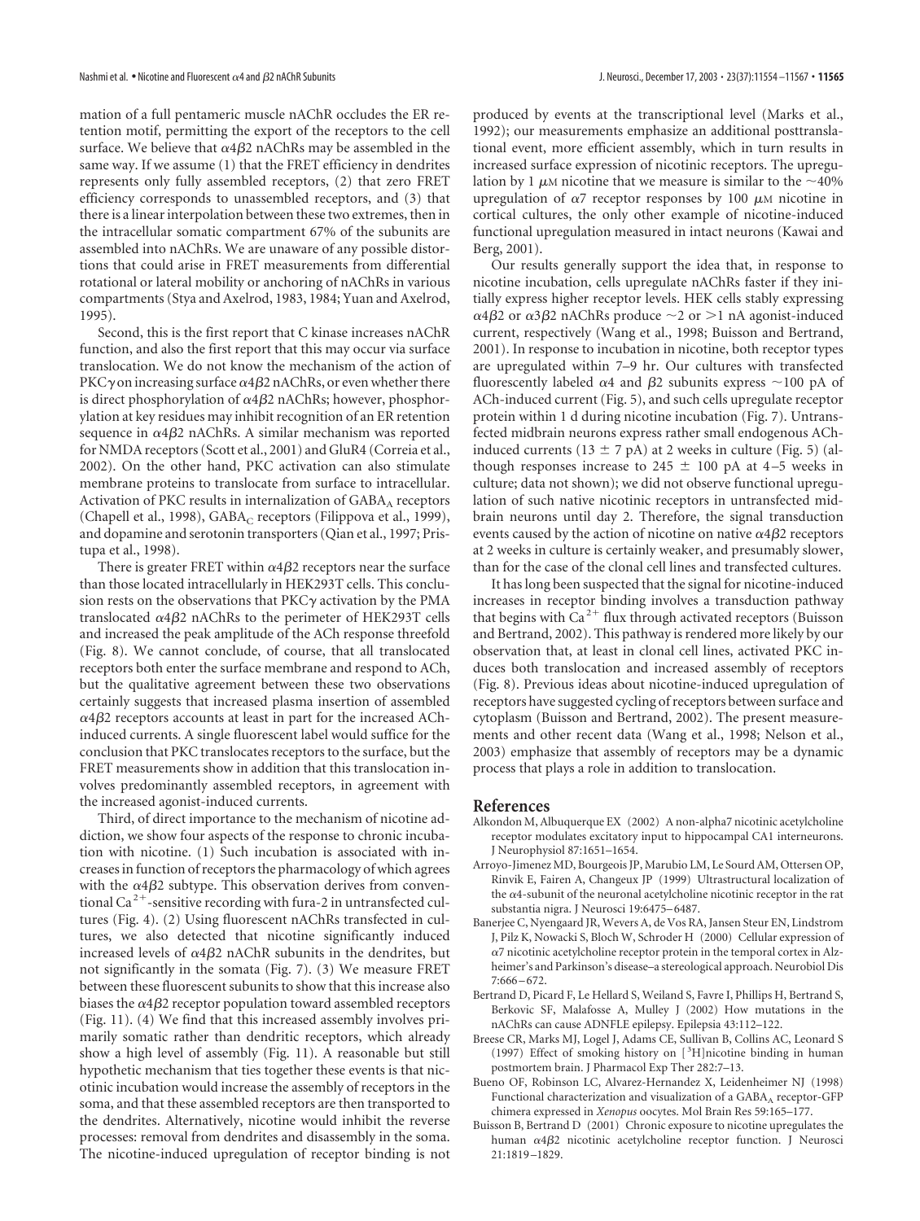mation of a full pentameric muscle nAChR occludes the ER retention motif, permitting the export of the receptors to the cell surface. We believe that $\alpha 4\beta 2$ nAChRs may be assembled in the same way. If we assume (1) that the FRET efficiency in dendrites represents only fully assembled receptors, (2) that zero FRET efficiency corresponds to unassembled receptors, and (3) that there is a linear interpolation between these two extremes, then in the intracellular somatic compartment 67% of the subunits are assembled into nAChRs. We are unaware of any possible distortions that could arise in FRET measurements from differential rotational or lateral mobility or anchoring of nAChRs in various compartments (Stya and Axelrod, 1983, 1984; Yuan and Axelrod, 1995).

Second, this is the first report that C kinase increases nAChR function, and also the first report that this may occur via surface translocation. We do not know the mechanism of the action of PKC$\gamma$ on increasing surface $\alpha 4\beta 2$ nAChRs, or even whether there is direct phosphorylation of $\alpha 4\beta 2$ nAChRs; however, phosphorylation at key residues may inhibit recognition of an ER retention sequence in $\alpha 4\beta 2$ nAChRs. A similar mechanism was reported for NMDA receptors (Scott et al., 2001) and GluR4 (Correia et al., 2002). On the other hand, PKC activation can also stimulate membrane proteins to translocate from surface to intracellular. Activation of PKC results in internalization of $GABA_A$ receptors (Chapell et al., 1998), $GABA_C$ receptors (Filippova et al., 1999), and dopamine and serotonin transporters (Qian et al., 1997; Pristupa et al., 1998).

There is greater FRET within $\alpha 4\beta 2$ receptors near the surface than those located intracellularly in HEK293T cells. This conclusion rests on the observations that PKC$\gamma$ activation by the PMA translocated $\alpha 4\beta 2$ nAChRs to the perimeter of HEK293T cells and increased the peak amplitude of the ACh response threefold (Fig. 8). We cannot conclude, of course, that all translocated receptors both enter the surface membrane and respond to ACh, but the qualitative agreement between these two observations certainly suggests that increased plasma insertion of assembled $\alpha 4\beta 2$ receptors accounts at least in part for the increased ACh-induced currents. A single fluorescent label would suffice for the conclusion that PKC translocates receptors to the surface, but the FRET measurements show in addition that this translocation involves predominantly assembled receptors, in agreement with the increased agonist-induced currents.

Third, of direct importance to the mechanism of nicotine addiction, we show four aspects of the response to chronic incubation with nicotine. (1) Such incubation is associated with increases in function of receptors the pharmacology of which agrees with the $\alpha 4\beta 2$ subtype. This observation derives from conventional $Ca^{2+}$-sensitive recording with fura-2 in untransfected cultures (Fig. 4). (2) Using fluorescent nAChRs transfected in cultures, we also detected that nicotine significantly induced increased levels of $\alpha 4\beta 2$ nAChR subunits in the dendrites, but not significantly in the somata (Fig. 7). (3) We measure FRET between these fluorescent subunits to show that this increase also biases the $\alpha 4\beta 2$ receptor population toward assembled receptors (Fig. 11). (4) We find that this increased assembly involves primarily somatic rather than dendritic receptors, which already show a high level of assembly (Fig. 11). A reasonable but still hypothetic mechanism that ties together these events is that nicotinic incubation would increase the assembly of receptors in the soma, and that these assembled receptors are then transported to the dendrites. Alternatively, nicotine would inhibit the reverse processes: removal from dendrites and disassembly in the soma. The nicotine-induced upregulation of receptor binding is not produced by events at the transcriptional level (Marks et al., 1992); our measurements emphasize an additional posttranslational event, more efficient assembly, which in turn results in increased surface expression of nicotinic receptors. The upregulation by 1 $\mu$M nicotine that we measure is similar to the ~40% upregulation of $\alpha 7$ receptor responses by 100 $\mu$M nicotine in cortical cultures, the only other example of nicotine-induced functional upregulation measured in intact neurons (Kawai and Berg, 2001).

Our results generally support the idea that, in response to nicotine incubation, cells upregulate nAChRs faster if they initially express higher receptor levels. HEK cells stably expressing $\alpha 4\beta 2$ or $\alpha 3\beta 2$ nAChRs produce ~2 or >1 nA agonist-induced current, respectively (Wang et al., 1998; Buisson and Bertrand, 2001). In response to incubation in nicotine, both receptor types are upregulated within 7–9 hr. Our cultures with transfected fluorescently labeled $\alpha 4$ and $\beta 2$ subunits express ~100 pA of ACh-induced current (Fig. 5), and such cells upregulate receptor protein within 1 d during nicotine incubation (Fig. 7). Untransfected midbrain neurons express rather small endogenous ACh-induced currents (13 ± 7 pA) at 2 weeks in culture (Fig. 5) (although responses increase to 245 ± 100 pA at 4–5 weeks in culture; data not shown); we did not observe functional upregulation of such native nicotinic receptors in untransfected midbrain neurons until day 2. Therefore, the signal transduction events caused by the action of nicotine on native $\alpha 4\beta 2$ receptors at 2 weeks in culture is certainly weaker, and presumably slower, than for the case of the clonal cell lines and transfected cultures.

It has long been suspected that the signal for nicotine-induced increases in receptor binding involves a transduction pathway that begins with $Ca^{2+}$ flux through activated receptors (Buisson and Bertrand, 2002). This pathway is rendered more likely by our observation that, at least in clonal cell lines, activated PKC induces both translocation and increased assembly of receptors (Fig. 8). Previous ideas about nicotine-induced upregulation of receptors have suggested cycling of receptors between surface and cytoplasm (Buisson and Bertrand, 2002). The present measurements and other recent data (Wang et al., 1998; Nelson et al., 2003) emphasize that assembly of receptors may be a dynamic process that plays a role in addition to translocation.

## References

Alkondon M, Albuquerque EX (2002) A non-alpha7 nicotinic acetylcholine receptor modulates excitatory input to hippocampal CA1 interneurons. J Neurophysiol 87:1651–1654.

Arroyo-Jimenez MD, Bourgeois JP, Marubio LM, Le Sourd AM, Ottersen OP, Rinvik E, Fairen A, Changeux JP (1999) Ultrastructural localization of the $\alpha 4$-subunit of the neuronal acetylcholine nicotinic receptor in the rat substantia nigra. J Neurosci 19:6475–6487.

Banerjee C, Nyengaard JR, Wevers A, de Vos RA, Jansen Steur EN, Lindstrom J, Pilz K, Nowacki S, Bloch W, Schroder H (2000) Cellular expression of $\alpha 7$ nicotinic acetylcholine receptor protein in the temporal cortex in Alzheimer's and Parkinson's disease–a stereological approach. Neurobiol Dis 7:666–672.

Bertrand D, Picard F, Le Hellard S, Weiland S, Favre I, Phillips H, Bertrand S, Berkovic SF, Malafosse A, Mulley J (2002) How mutations in the nAChRs can cause ADNFLE epilepsy. Epilepsia 43:112–122.

Breese CR, Marks MJ, Logel J, Adams CE, Sullivan B, Collins AC, Leonard S (1997) Effect of smoking history on [$^3$H]nicotine binding in human postmortem brain. J Pharmacol Exp Ther 282:7–13.

Bueno OF, Robinson LC, Alvarez-Hernandez X, Leidenheimer NJ (1998) Functional characterization and visualization of a $GABA_A$ receptor-GFP chimera expressed in *Xenopus* oocytes. Mol Brain Res 59:165–177.

Buisson B, Bertrand D (2001) Chronic exposure to nicotine upregulates the human $\alpha 4\beta 2$ nicotinic acetylcholine receptor function. J Neurosci 21:1819–1829.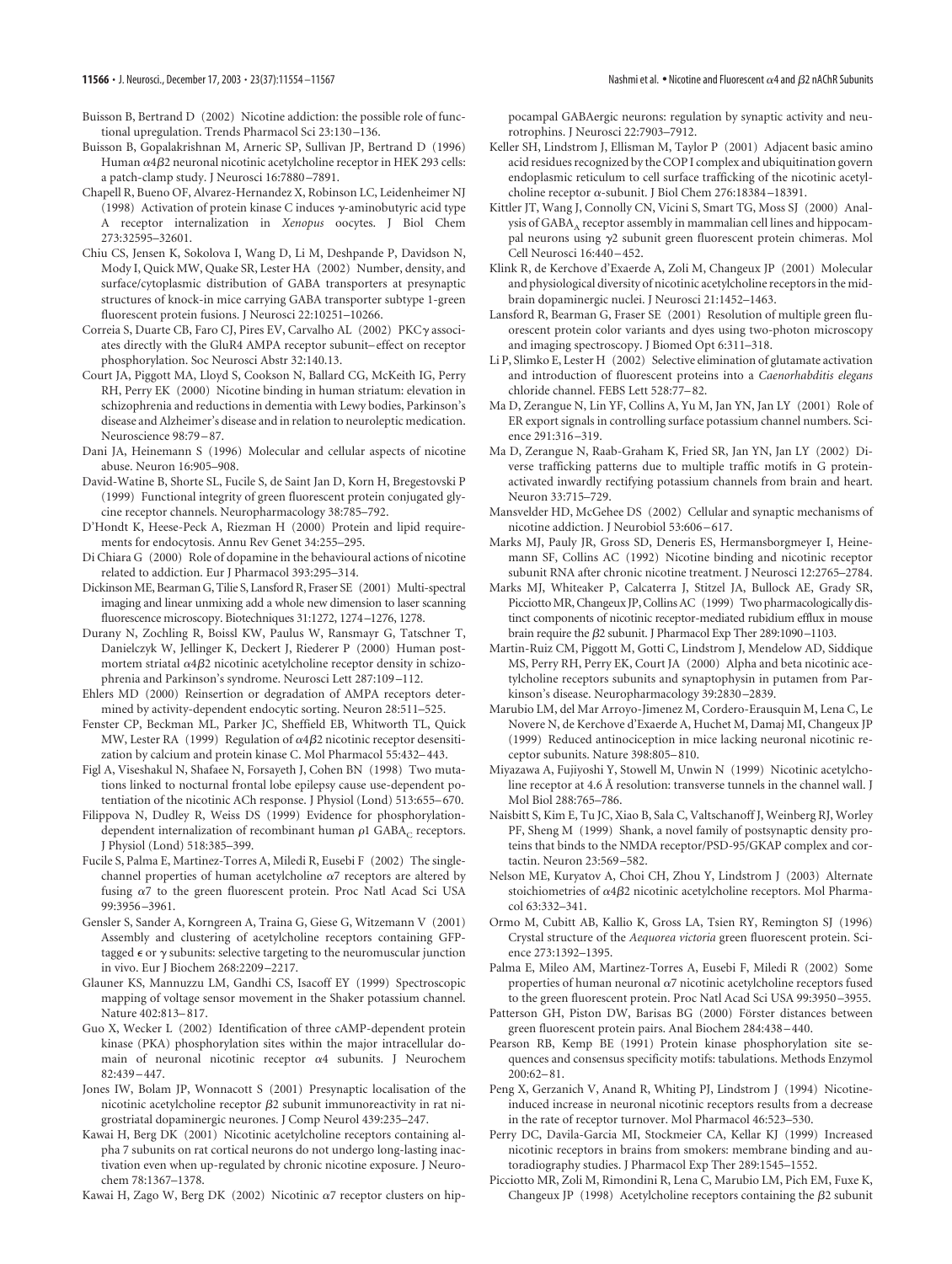Buisson B, Bertrand D (2002) Nicotine addiction: the possible role of functional upregulation. Trends Pharmacol Sci 23:130–136.

Buisson B, Gopalakrishnan M, Arneric SP, Sullivan JP, Bertrand D (1996) Human $\alpha 4\beta 2$ neuronal nicotinic acetylcholine receptor in HEK 293 cells: a patch-clamp study. J Neurosci 16:7880–7891.

Chapell R, Bueno OF, Alvarez-Hernandez X, Robinson LC, Leidenheimer NJ (1998) Activation of protein kinase C induces $\gamma$-aminobutyric acid type A receptor internalization in *Xenopus* oocytes. J Biol Chem 273:32595–32601.

Chiu CS, Jensen K, Sokolova I, Wang D, Li M, Deshpande P, Davidson N, Mody I, Quick MW, Quake SR, Lester HA (2002) Number, density, and surface/cytoplasmic distribution of GABA transporters at presynaptic structures of knock-in mice carrying GABA transporter subtype 1-green fluorescent protein fusions. J Neurosci 22:10251–10266.

Correia S, Duarte CB, Faro CJ, Pires EV, Carvalho AL (2002) PKC$\gamma$ associates directly with the GluR4 AMPA receptor subunit–effect on receptor phosphorylation. Soc Neurosci Abstr 32:140.13.

Court JA, Piggott MA, Lloyd S, Cookson N, Ballard CG, McKeith IG, Perry RH, Perry EK (2000) Nicotine binding in human striatum: elevation in schizophrenia and reductions in dementia with Lewy bodies, Parkinson's disease and Alzheimer's disease and in relation to neuroleptic medication. Neuroscience 98:79–87.

Dani JA, Heinemann S (1996) Molecular and cellular aspects of nicotine abuse. Neuron 16:905–908.

David-Watine B, Shorte SL, Fucile S, de Saint Jan D, Korn H, Bregestovski P (1999) Functional integrity of green fluorescent protein conjugated glycine receptor channels. Neuropharmacology 38:785–792.

D'Hondt K, Heese-Peck A, Riezman H (2000) Protein and lipid requirements for endocytosis. Annu Rev Genet 34:255–295.

Di Chiara G (2000) Role of dopamine in the behavioural actions of nicotine related to addiction. Eur J Pharmacol 393:295–314.

Dickinson ME, Bearman G, Tilie S, Lansford R, Fraser SE (2001) Multi-spectral imaging and linear unmixing add a whole new dimension to laser scanning fluorescence microscopy. Biotechniques 31:1272, 1274–1276, 1278.

Durany N, Zochling R, Boissl KW, Paulus W, Ransmayr G, Tatschner T, Danielczyk W, Jellinger K, Deckert J, Riederer P (2000) Human postmortem striatal $\alpha 4\beta 2$ nicotinic acetylcholine receptor density in schizophrenia and Parkinson's syndrome. Neurosci Lett 287:109–112.

Ehlers MD (2000) Reinsertion or degradation of AMPA receptors determined by activity-dependent endocytic sorting. Neuron 28:511–525.

Fenster CP, Beckman ML, Parker JC, Sheffield EB, Whitworth TL, Quick MW, Lester RA (1999) Regulation of $\alpha 4\beta 2$ nicotinic receptor desensitization by calcium and protein kinase C. Mol Pharmacol 55:432–443.

Figl A, Viseshakul N, Shafaee N, Forsayeth J, Cohen BN (1998) Two mutations linked to nocturnal frontal lobe epilepsy cause use-dependent potentiation of the nicotinic ACh response. J Physiol (Lond) 513:655–670.

Filippova N, Dudley R, Weiss DS (1999) Evidence for phosphorylation-dependent internalization of recombinant human $\rho 1$ $GABA_C$ receptors. J Physiol (Lond) 518:385–399.

Fucile S, Palma E, Martinez-Torres A, Miledi R, Eusebi F (2002) The single-channel properties of human acetylcholine $\alpha 7$ receptors are altered by fusing $\alpha 7$ to the green fluorescent protein. Proc Natl Acad Sci USA 99:3956–3961.

Gensler S, Sander A, Korngreen A, Traina G, Giese G, Witzemann V (2001) Assembly and clustering of acetylcholine receptors containing GFP-tagged $\epsilon$ or $\gamma$ subunits: selective targeting to the neuromuscular junction in vivo. Eur J Biochem 268:2209–2217.

Glauner KS, Mannuzzu LM, Gandhi CS, Isacoff EY (1999) Spectroscopic mapping of voltage sensor movement in the Shaker potassium channel. Nature 402:813–817.

Guo X, Wecker L (2002) Identification of three cAMP-dependent protein kinase (PKA) phosphorylation sites within the major intracellular domain of neuronal nicotinic receptor $\alpha 4$ subunits. J Neurochem 82:439–447.

Jones IW, Bolam JP, Wonnacott S (2001) Presynaptic localisation of the nicotinic acetylcholine receptor $\beta 2$ subunit immunoreactivity in rat nigrostriatal dopaminergic neurones. J Comp Neurol 439:235–247.

Kawai H, Berg DK (2001) Nicotinic acetylcholine receptors containing alpha 7 subunits on rat cortical neurons do not undergo long-lasting inactivation even when up-regulated by chronic nicotine exposure. J Neurochem 78:1367–1378.

Kawai H, Zago W, Berg DK (2002) Nicotinic $\alpha 7$ receptor clusters on hippocampal GABAergic neurons: regulation by synaptic activity and neurotrophins. J Neurosci 22:7903–7912.

Keller SH, Lindstrom J, Ellisman M, Taylor P (2001) Adjacent basic amino acid residues recognized by the COP I complex and ubiquitination govern endoplasmic reticulum to cell surface trafficking of the nicotinic acetylcholine receptor $\alpha$-subunit. J Biol Chem 276:18384–18391.

Kittler JT, Wang J, Connolly CN, Vicini S, Smart TG, Moss SJ (2000) Analysis of $GABA_A$ receptor assembly in mammalian cell lines and hippocampal neurons using $\gamma 2$ subunit green fluorescent protein chimeras. Mol Cell Neurosci 16:440–452.

Klink R, de Kerchove d'Exaerde A, Zoli M, Changeux JP (2001) Molecular and physiological diversity of nicotinic acetylcholine receptors in the midbrain dopaminergic nuclei. J Neurosci 21:1452–1463.

Lansford R, Bearman G, Fraser SE (2001) Resolution of multiple green fluorescent protein color variants and dyes using two-photon microscopy and imaging spectroscopy. J Biomed Opt 6:311–318.

Li P, Slimko E, Lester H (2002) Selective elimination of glutamate activation and introduction of fluorescent proteins into a *Caenorhabditis elegans* chloride channel. FEBS Lett 528:77–82.

Ma D, Zerangue N, Lin YF, Collins A, Yu M, Jan YN, Jan LY (2001) Role of ER export signals in controlling surface potassium channel numbers. Science 291:316–319.

Ma D, Zerangue N, Raab-Graham K, Fried SR, Jan YN, Jan LY (2002) Diverse trafficking patterns due to multiple traffic motifs in G protein-activated inwardly rectifying potassium channels from brain and heart. Neuron 33:715–729.

Mansvelder HD, McGehee DS (2002) Cellular and synaptic mechanisms of nicotine addiction. J Neurobiol 53:606–617.

Marks MJ, Pauly JR, Gross SD, Deneris ES, Hermansborgmeyer I, Heinemann SF, Collins AC (1992) Nicotine binding and nicotinic receptor subunit RNA after chronic nicotine treatment. J Neurosci 12:2765–2784.

Marks MJ, Whiteaker P, Calcaterra J, Stitzel JA, Bullock AE, Grady SR, Picciotto MR, Changeux JP, Collins AC (1999) Two pharmacologically distinct components of nicotinic receptor-mediated rubidium efflux in mouse brain require the $\beta 2$ subunit. J Pharmacol Exp Ther 289:1090–1103.

Martin-Ruiz CM, Piggott M, Gotti C, Lindstrom J, Mendelow AD, Siddique MS, Perry RH, Perry EK, Court JA (2000) Alpha and beta nicotinic acetylcholine receptors subunits and synaptophysin in putamen from Parkinson's disease. Neuropharmacology 39:2830–2839.

Marubio LM, del Mar Arroyo-Jimenez M, Cordero-Erausquin M, Lena C, Le Novere N, de Kerchove d'Exaerde A, Huchet M, Damaj MI, Changeux JP (1999) Reduced antinociception in mice lacking neuronal nicotinic receptor subunits. Nature 398:805–810.

Miyazawa A, Fujiyoshi Y, Stowell M, Unwin N (1999) Nicotinic acetylcholine receptor at 4.6 Å resolution: transverse tunnels in the channel wall. J Mol Biol 288:765–786.

Naisbitt S, Kim E, Tu JC, Xiao B, Sala C, Valtschanoff J, Weinberg RJ, Worley PF, Sheng M (1999) Shank, a novel family of postsynaptic density proteins that binds to the NMDA receptor/PSD-95/GKAP complex and cortactin. Neuron 23:569–582.

Nelson ME, Kuryatov A, Choi CH, Zhou Y, Lindstrom J (2003) Alternate stoichiometries of $\alpha 4\beta 2$ nicotinic acetylcholine receptors. Mol Pharmacol 63:332–341.

Ormo M, Cubitt AB, Kallio K, Gross LA, Tsien RY, Remington SJ (1996) Crystal structure of the *Aequorea victoria* green fluorescent protein. Science 273:1392–1395.

Palma E, Mileo AM, Martinez-Torres A, Eusebi F, Miledi R (2002) Some properties of human neuronal $\alpha 7$ nicotinic acetylcholine receptors fused to the green fluorescent protein. Proc Natl Acad Sci USA 99:3950–3955.

Patterson GH, Piston DW, Barisas BG (2000) Förster distances between green fluorescent protein pairs. Anal Biochem 284:438–440.

Pearson RB, Kemp BE (1991) Protein kinase phosphorylation site sequences and consensus specificity motifs: tabulations. Methods Enzymol 200:62–81.

Peng X, Gerzanich V, Anand R, Whiting PJ, Lindstrom J (1994) Nicotine-induced increase in neuronal nicotinic receptors results from a decrease in the rate of receptor turnover. Mol Pharmacol 46:523–530.

Perry DC, Davila-Garcia MI, Stockmeier CA, Kellar KJ (1999) Increased nicotinic receptors in brains from smokers: membrane binding and autoradiography studies. J Pharmacol Exp Ther 289:1545–1552.

Picciotto MR, Zoli M, Rimondini R, Lena C, Marubio LM, Pich EM, Fuxe K, Changeux JP (1998) Acetylcholine receptors containing the $\beta 2$ subunit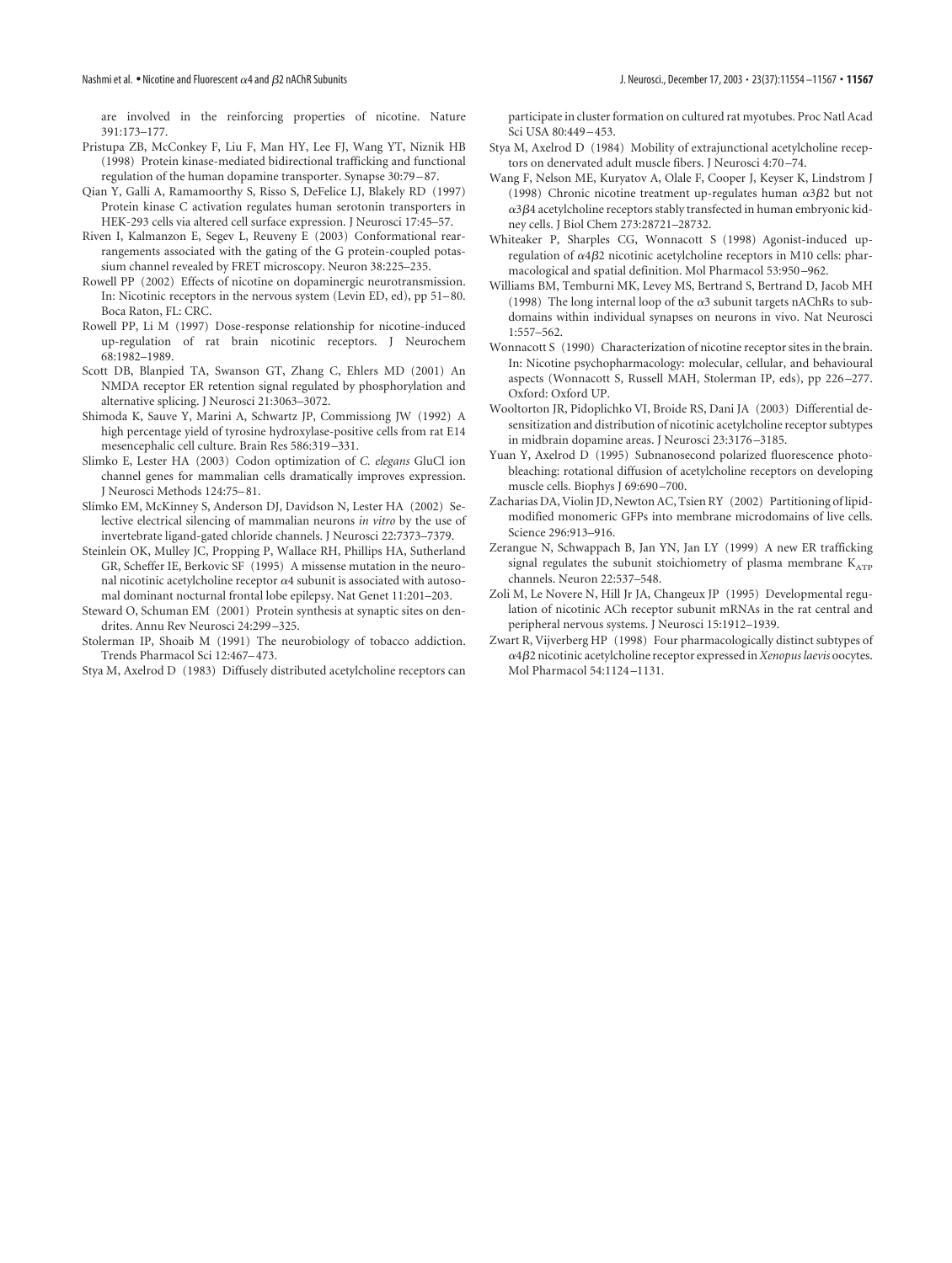are involved in the reinforcing properties of nicotine. Nature 391:173–177.

Pristupa ZB, McConkey F, Liu F, Man HY, Lee FJ, Wang YT, Niznik HB (1998) Protein kinase-mediated bidirectional trafficking and functional regulation of the human dopamine transporter. Synapse 30:79–87.

Qian Y, Galli A, Ramamoorthy S, Risso S, DeFelice LJ, Blakely RD (1997) Protein kinase C activation regulates human serotonin transporters in HEK-293 cells via altered cell surface expression. J Neurosci 17:45–57.

Riven I, Kalmanzon E, Segev L, Reuveny E (2003) Conformational rearrangements associated with the gating of the G protein-coupled potassium channel revealed by FRET microscopy. Neuron 38:225–235.

Rowell PP (2002) Effects of nicotine on dopaminergic neurotransmission. In: Nicotinic receptors in the nervous system (Levin ED, ed), pp 51–80. Boca Raton, FL: CRC.

Rowell PP, Li M (1997) Dose-response relationship for nicotine-induced up-regulation of rat brain nicotinic receptors. J Neurochem 68:1982–1989.

Scott DB, Blanpied TA, Swanson GT, Zhang C, Ehlers MD (2001) An NMDA receptor ER retention signal regulated by phosphorylation and alternative splicing. J Neurosci 21:3063–3072.

Shimoda K, Sauve Y, Marini A, Schwartz JP, Commissiong JW (1992) A high percentage yield of tyrosine hydroxylase-positive cells from rat E14 mesencephalic cell culture. Brain Res 586:319–331.

Slimko E, Lester HA (2003) Codon optimization of *C. elegans* GluCl ion channel genes for mammalian cells dramatically improves expression. J Neurosci Methods 124:75–81.

Slimko EM, McKinney S, Anderson DJ, Davidson N, Lester HA (2002) Selective electrical silencing of mammalian neurons *in vitro* by the use of invertebrate ligand-gated chloride channels. J Neurosci 22:7373–7379.

Steinlein OK, Mulley JC, Propping P, Wallace RH, Phillips HA, Sutherland GR, Scheffer IE, Berkovic SF (1995) A missense mutation in the neuronal nicotinic acetylcholine receptor $\alpha 4$ subunit is associated with autosomal dominant nocturnal frontal lobe epilepsy. Nat Genet 11:201–203.

Steward O, Schuman EM (2001) Protein synthesis at synaptic sites on dendrites. Annu Rev Neurosci 24:299–325.

Stolerman IP, Shoaib M (1991) The neurobiology of tobacco addiction. Trends Pharmacol Sci 12:467–473.

Stya M, Axelrod D (1983) Diffusely distributed acetylcholine receptors can participate in cluster formation on cultured rat myotubes. Proc Natl Acad Sci USA 80:449–453.

Stya M, Axelrod D (1984) Mobility of extrajunctional acetylcholine receptors on denervated adult muscle fibers. J Neurosci 4:70–74.

Wang F, Nelson ME, Kuryatov A, Olale F, Cooper J, Keyser K, Lindstrom J (1998) Chronic nicotine treatment up-regulates human $\alpha 3\beta 2$ but not $\alpha 3\beta 4$ acetylcholine receptors stably transfected in human embryonic kidney cells. J Biol Chem 273:28721–28732.

Whiteaker P, Sharples CG, Wonnacott S (1998) Agonist-induced up-regulation of $\alpha 4\beta 2$ nicotinic acetylcholine receptors in M10 cells: pharmacological and spatial definition. Mol Pharmacol 53:950–962.

Williams BM, Temburni MK, Levey MS, Bertrand S, Bertrand D, Jacob MH (1998) The long internal loop of the $\alpha 3$ subunit targets nAChRs to subdomains within individual synapses on neurons in vivo. Nat Neurosci 1:557–562.

Wonnacott S (1990) Characterization of nicotine receptor sites in the brain. In: Nicotine psychopharmacology: molecular, cellular, and behavioural aspects (Wonnacott S, Russell MAH, Stolerman IP, eds), pp 226–277. Oxford: Oxford UP.

Wooltorton JR, Pidoplichko VI, Broide RS, Dani JA (2003) Differential desensitization and distribution of nicotinic acetylcholine receptor subtypes in midbrain dopamine areas. J Neurosci 23:3176–3185.

Yuan Y, Axelrod D (1995) Subnanosecond polarized fluorescence photobleaching: rotational diffusion of acetylcholine receptors on developing muscle cells. Biophys J 69:690–700.

Zacharias DA, Violin JD, Newton AC, Tsien RY (2002) Partitioning of lipid-modified monomeric GFPs into membrane microdomains of live cells. Science 296:913–916.

Zerangue N, Schwappach B, Jan YN, Jan LY (1999) A new ER trafficking signal regulates the subunit stoichiometry of plasma membrane $K_{ATP}$ channels. Neuron 22:537–548.

Zoli M, Le Novere N, Hill Jr JA, Changeux JP (1995) Developmental regulation of nicotinic ACh receptor subunit mRNAs in the rat central and peripheral nervous systems. J Neurosci 15:1912–1939.

Zwart R, Vijverberg HP (1998) Four pharmacologically distinct subtypes of $\alpha 4\beta 2$ nicotinic acetylcholine receptor expressed in *Xenopus laevis* oocytes. Mol Pharmacol 54:1124–1131.